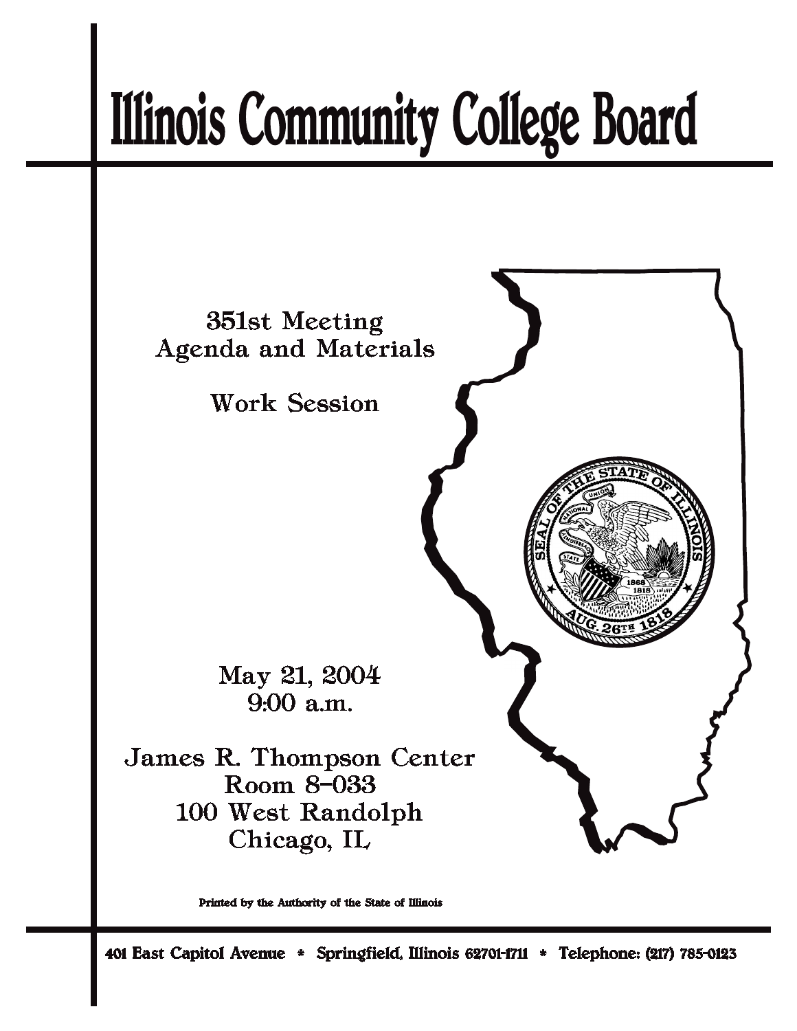# Illinois Community College Board

351st Meeting
Agenda and Materials

Work Session

May 21, 2004
9:00 a.m.

James R. Thompson Center
Room 8-033
100 West Randolph
Chicago, IL

Printed by the Authority of the State of Illinois

401 East Capitol Avenue * Springfield, Illinois 62701-1711 * Telephone: (217) 785-0123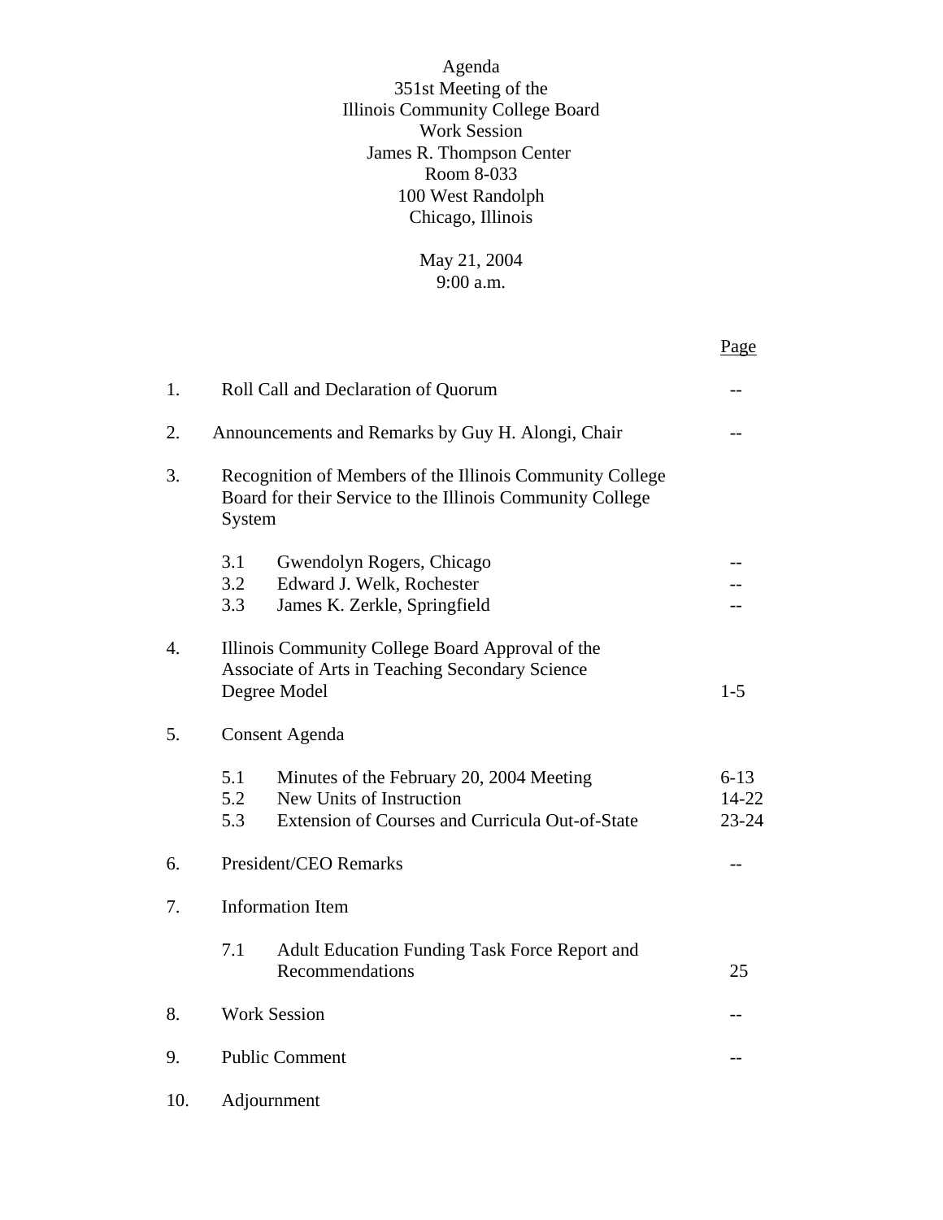Agenda
351st Meeting of the
Illinois Community College Board
Work Session
James R. Thompson Center
Room 8-033
100 West Randolph
Chicago, Illinois

May 21, 2004
9:00 a.m.

| | | Page |
|---|---|---|
| 1. | Roll Call and Declaration of Quorum | -- |
| 2. | Announcements and Remarks by Guy H. Alongi, Chair | -- |
| 3. | Recognition of Members of the Illinois Community College Board for their Service to the Illinois Community College System | |
| | 3.1 Gwendolyn Rogers, Chicago | -- |
| | 3.2 Edward J. Welk, Rochester | -- |
| | 3.3 James K. Zerkle, Springfield | -- |
| 4. | Illinois Community College Board Approval of the Associate of Arts in Teaching Secondary Science Degree Model | 1-5 |
| 5. | Consent Agenda | |
| | 5.1 Minutes of the February 20, 2004 Meeting | 6-13 |
| | 5.2 New Units of Instruction | 14-22 |
| | 5.3 Extension of Courses and Curricula Out-of-State | 23-24 |
| 6. | President/CEO Remarks | -- |
| 7. | Information Item | |
| | 7.1 Adult Education Funding Task Force Report and Recommendations | 25 |
| 8. | Work Session | -- |
| 9. | Public Comment | -- |
| 10. | Adjournment | |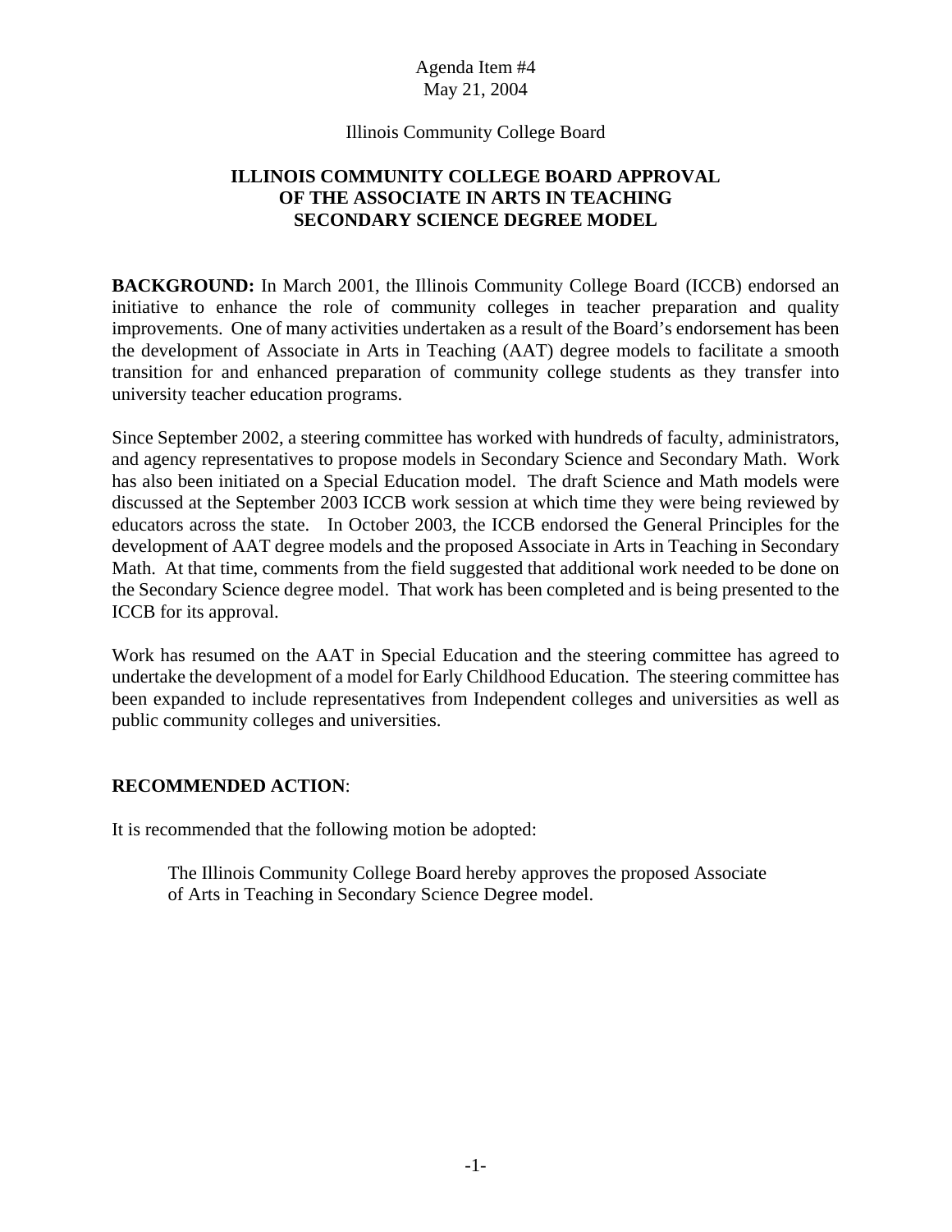Agenda Item #4
May 21, 2004

Illinois Community College Board

# ILLINOIS COMMUNITY COLLEGE BOARD APPROVAL OF THE ASSOCIATE IN ARTS IN TEACHING SECONDARY SCIENCE DEGREE MODEL

**BACKGROUND:** In March 2001, the Illinois Community College Board (ICCB) endorsed an initiative to enhance the role of community colleges in teacher preparation and quality improvements. One of many activities undertaken as a result of the Board's endorsement has been the development of Associate in Arts in Teaching (AAT) degree models to facilitate a smooth transition for and enhanced preparation of community college students as they transfer into university teacher education programs.

Since September 2002, a steering committee has worked with hundreds of faculty, administrators, and agency representatives to propose models in Secondary Science and Secondary Math. Work has also been initiated on a Special Education model. The draft Science and Math models were discussed at the September 2003 ICCB work session at which time they were being reviewed by educators across the state. In October 2003, the ICCB endorsed the General Principles for the development of AAT degree models and the proposed Associate in Arts in Teaching in Secondary Math. At that time, comments from the field suggested that additional work needed to be done on the Secondary Science degree model. That work has been completed and is being presented to the ICCB for its approval.

Work has resumed on the AAT in Special Education and the steering committee has agreed to undertake the development of a model for Early Childhood Education. The steering committee has been expanded to include representatives from Independent colleges and universities as well as public community colleges and universities.

**RECOMMENDED ACTION**:

It is recommended that the following motion be adopted:

> The Illinois Community College Board hereby approves the proposed Associate of Arts in Teaching in Secondary Science Degree model.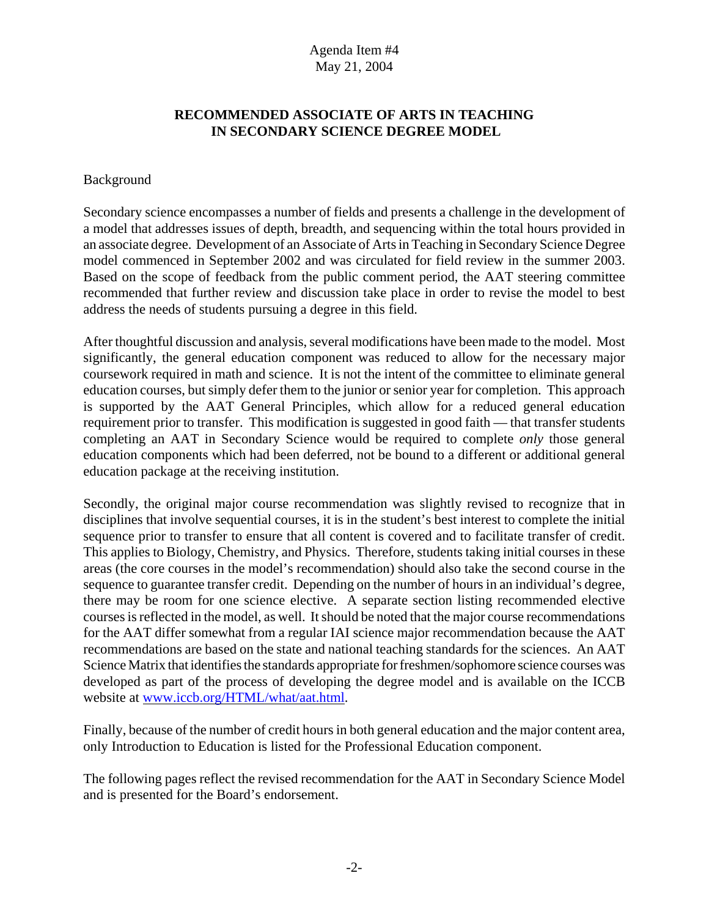Agenda Item #4
May 21, 2004

## RECOMMENDED ASSOCIATE OF ARTS IN TEACHING IN SECONDARY SCIENCE DEGREE MODEL

Background

Secondary science encompasses a number of fields and presents a challenge in the development of a model that addresses issues of depth, breadth, and sequencing within the total hours provided in an associate degree. Development of an Associate of Arts in Teaching in Secondary Science Degree model commenced in September 2002 and was circulated for field review in the summer 2003. Based on the scope of feedback from the public comment period, the AAT steering committee recommended that further review and discussion take place in order to revise the model to best address the needs of students pursuing a degree in this field.

After thoughtful discussion and analysis, several modifications have been made to the model. Most significantly, the general education component was reduced to allow for the necessary major coursework required in math and science. It is not the intent of the committee to eliminate general education courses, but simply defer them to the junior or senior year for completion. This approach is supported by the AAT General Principles, which allow for a reduced general education requirement prior to transfer. This modification is suggested in good faith — that transfer students completing an AAT in Secondary Science would be required to complete *only* those general education components which had been deferred, not be bound to a different or additional general education package at the receiving institution.

Secondly, the original major course recommendation was slightly revised to recognize that in disciplines that involve sequential courses, it is in the student's best interest to complete the initial sequence prior to transfer to ensure that all content is covered and to facilitate transfer of credit. This applies to Biology, Chemistry, and Physics. Therefore, students taking initial courses in these areas (the core courses in the model's recommendation) should also take the second course in the sequence to guarantee transfer credit. Depending on the number of hours in an individual's degree, there may be room for one science elective. A separate section listing recommended elective courses is reflected in the model, as well. It should be noted that the major course recommendations for the AAT differ somewhat from a regular IAI science major recommendation because the AAT recommendations are based on the state and national teaching standards for the sciences. An AAT Science Matrix that identifies the standards appropriate for freshmen/sophomore science courses was developed as part of the process of developing the degree model and is available on the ICCB website at www.iccb.org/HTML/what/aat.html.

Finally, because of the number of credit hours in both general education and the major content area, only Introduction to Education is listed for the Professional Education component.

The following pages reflect the revised recommendation for the AAT in Secondary Science Model and is presented for the Board's endorsement.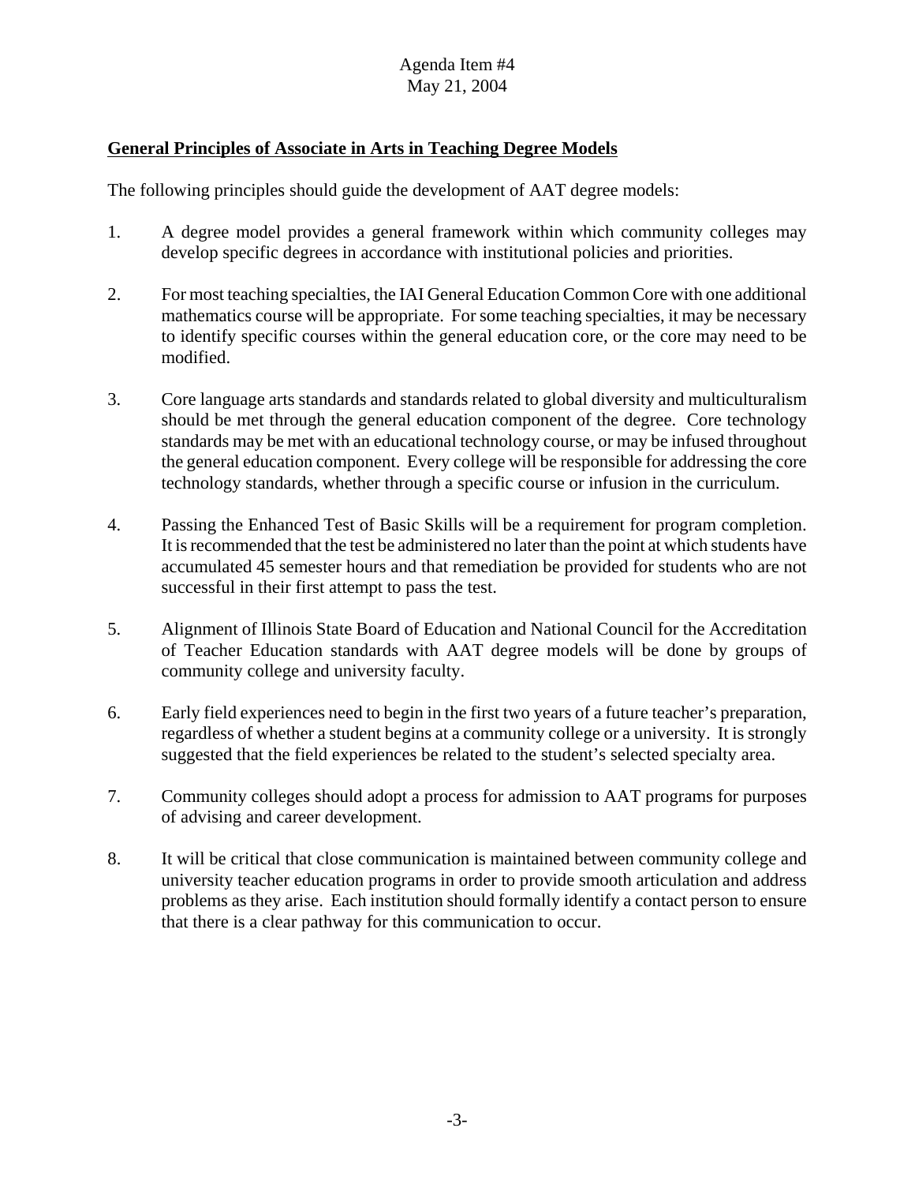Agenda Item #4
May 21, 2004

**General Principles of Associate in Arts in Teaching Degree Models**

The following principles should guide the development of AAT degree models:

1. A degree model provides a general framework within which community colleges may develop specific degrees in accordance with institutional policies and priorities.

2. For most teaching specialties, the IAI General Education Common Core with one additional mathematics course will be appropriate. For some teaching specialties, it may be necessary to identify specific courses within the general education core, or the core may need to be modified.

3. Core language arts standards and standards related to global diversity and multiculturalism should be met through the general education component of the degree. Core technology standards may be met with an educational technology course, or may be infused throughout the general education component. Every college will be responsible for addressing the core technology standards, whether through a specific course or infusion in the curriculum.

4. Passing the Enhanced Test of Basic Skills will be a requirement for program completion. It is recommended that the test be administered no later than the point at which students have accumulated 45 semester hours and that remediation be provided for students who are not successful in their first attempt to pass the test.

5. Alignment of Illinois State Board of Education and National Council for the Accreditation of Teacher Education standards with AAT degree models will be done by groups of community college and university faculty.

6. Early field experiences need to begin in the first two years of a future teacher's preparation, regardless of whether a student begins at a community college or a university. It is strongly suggested that the field experiences be related to the student's selected specialty area.

7. Community colleges should adopt a process for admission to AAT programs for purposes of advising and career development.

8. It will be critical that close communication is maintained between community college and university teacher education programs in order to provide smooth articulation and address problems as they arise. Each institution should formally identify a contact person to ensure that there is a clear pathway for this communication to occur.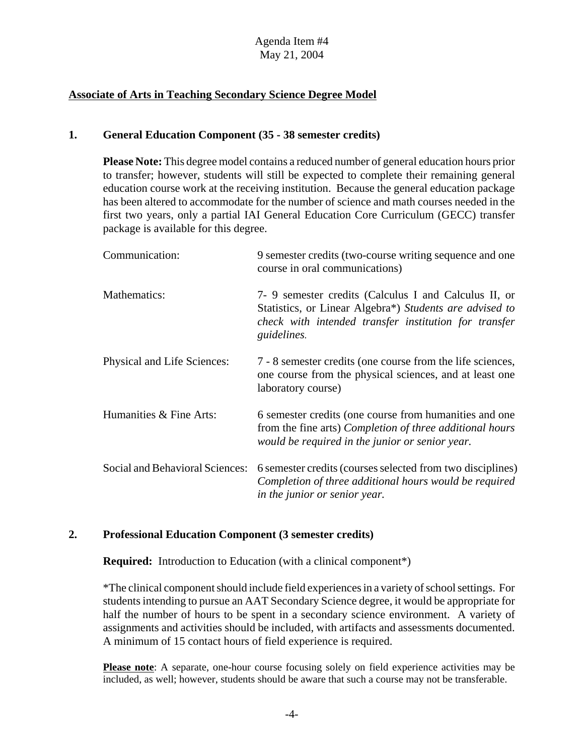Agenda Item #4
May 21, 2004

## Associate of Arts in Teaching Secondary Science Degree Model

### 1. General Education Component (35 - 38 semester credits)

**Please Note:** This degree model contains a reduced number of general education hours prior to transfer; however, students will still be expected to complete their remaining general education course work at the receiving institution. Because the general education package has been altered to accommodate for the number of science and math courses needed in the first two years, only a partial IAI General Education Core Curriculum (GECC) transfer package is available for this degree.

| | |
|---|---|
| Communication: | 9 semester credits (two-course writing sequence and one course in oral communications) |
| Mathematics: | 7- 9 semester credits (Calculus I and Calculus II, or Statistics, or Linear Algebra*) *Students are advised to check with intended transfer institution for transfer guidelines.* |
| Physical and Life Sciences: | 7 - 8 semester credits (one course from the life sciences, one course from the physical sciences, and at least one laboratory course) |
| Humanities & Fine Arts: | 6 semester credits (one course from humanities and one from the fine arts) *Completion of three additional hours would be required in the junior or senior year.* |
| Social and Behavioral Sciences: | 6 semester credits (courses selected from two disciplines) *Completion of three additional hours would be required in the junior or senior year.* |

### 2. Professional Education Component (3 semester credits)

**Required:** Introduction to Education (with a clinical component*)

*The clinical component should include field experiences in a variety of school settings. For students intending to pursue an AAT Secondary Science degree, it would be appropriate for half the number of hours to be spent in a secondary science environment. A variety of assignments and activities should be included, with artifacts and assessments documented. A minimum of 15 contact hours of field experience is required.

**Please note**: A separate, one-hour course focusing solely on field experience activities may be included, as well; however, students should be aware that such a course may not be transferable.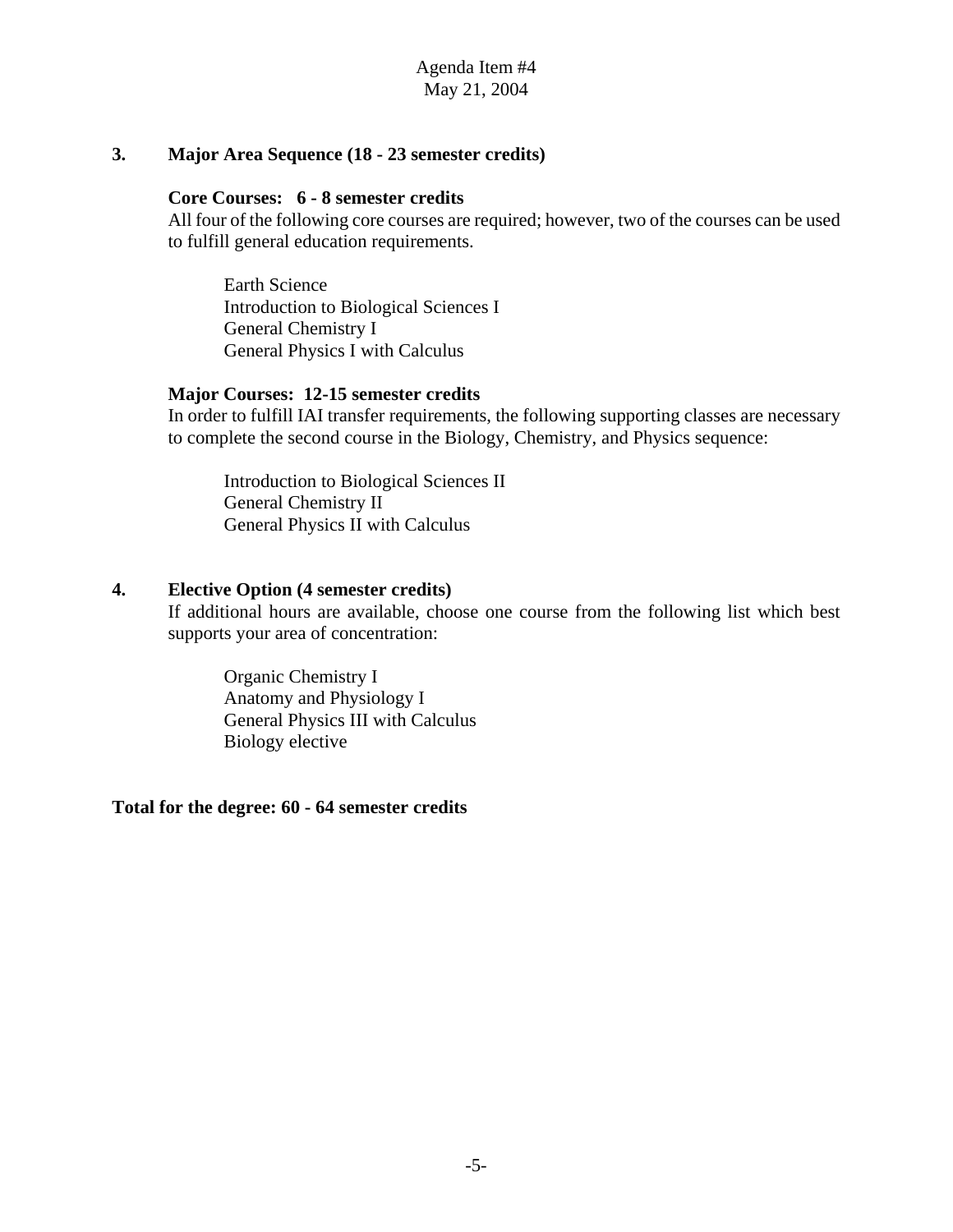### 3. Major Area Sequence (18 - 23 semester credits)

**Core Courses: 6 - 8 semester credits**

All four of the following core courses are required; however, two of the courses can be used to fulfill general education requirements.

Earth Science
Introduction to Biological Sciences I
General Chemistry I
General Physics I with Calculus

**Major Courses: 12-15 semester credits**

In order to fulfill IAI transfer requirements, the following supporting classes are necessary to complete the second course in the Biology, Chemistry, and Physics sequence:

Introduction to Biological Sciences II
General Chemistry II
General Physics II with Calculus

### 4. Elective Option (4 semester credits)

If additional hours are available, choose one course from the following list which best supports your area of concentration:

Organic Chemistry I
Anatomy and Physiology I
General Physics III with Calculus
Biology elective

**Total for the degree: 60 - 64 semester credits**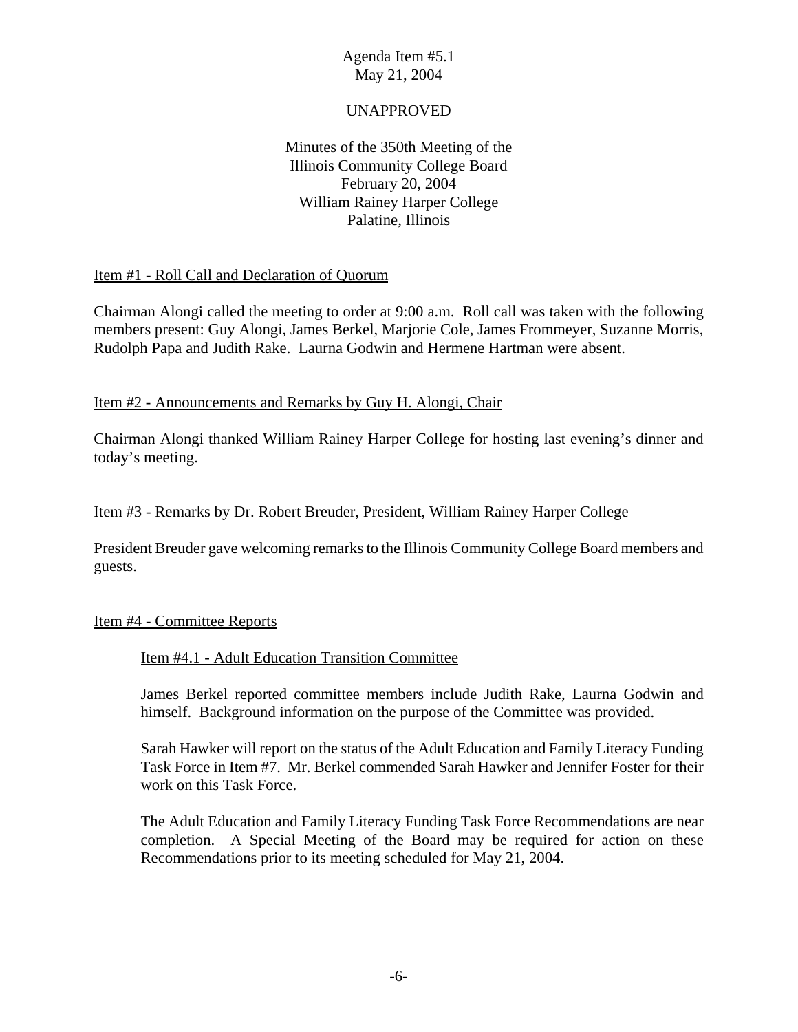Agenda Item #5.1
May 21, 2004

UNAPPROVED

Minutes of the 350th Meeting of the
Illinois Community College Board
February 20, 2004
William Rainey Harper College
Palatine, Illinois

Item #1 - Roll Call and Declaration of Quorum

Chairman Alongi called the meeting to order at 9:00 a.m. Roll call was taken with the following members present: Guy Alongi, James Berkel, Marjorie Cole, James Frommeyer, Suzanne Morris, Rudolph Papa and Judith Rake. Laurna Godwin and Hermene Hartman were absent.

Item #2 - Announcements and Remarks by Guy H. Alongi, Chair

Chairman Alongi thanked William Rainey Harper College for hosting last evening's dinner and today's meeting.

Item #3 - Remarks by Dr. Robert Breuder, President, William Rainey Harper College

President Breuder gave welcoming remarks to the Illinois Community College Board members and guests.

Item #4 - Committee Reports

Item #4.1 - Adult Education Transition Committee

James Berkel reported committee members include Judith Rake, Laurna Godwin and himself. Background information on the purpose of the Committee was provided.

Sarah Hawker will report on the status of the Adult Education and Family Literacy Funding Task Force in Item #7. Mr. Berkel commended Sarah Hawker and Jennifer Foster for their work on this Task Force.

The Adult Education and Family Literacy Funding Task Force Recommendations are near completion. A Special Meeting of the Board may be required for action on these Recommendations prior to its meeting scheduled for May 21, 2004.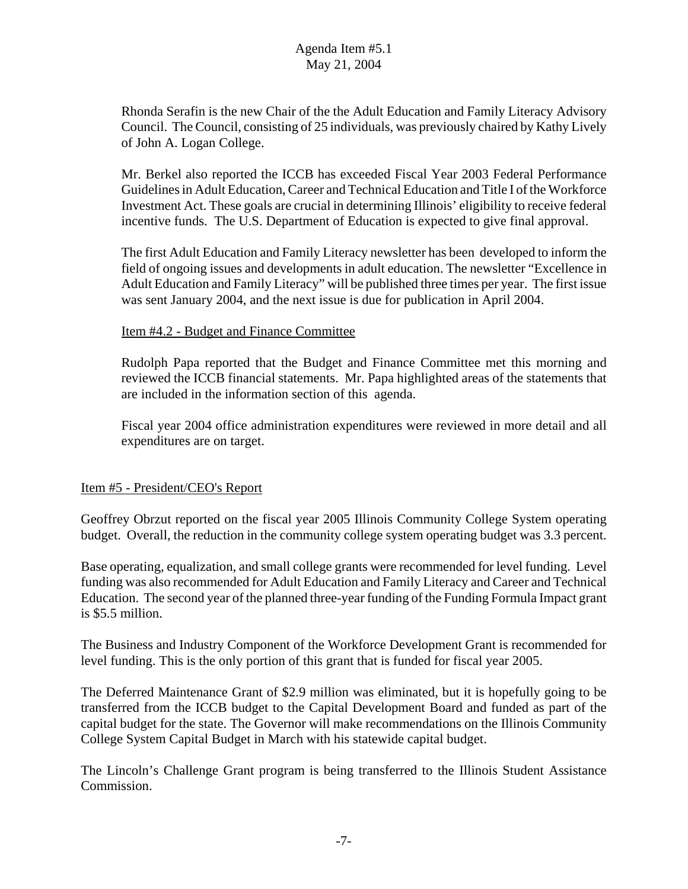Rhonda Serafin is the new Chair of the the Adult Education and Family Literacy Advisory Council. The Council, consisting of 25 individuals, was previously chaired by Kathy Lively of John A. Logan College.

Mr. Berkel also reported the ICCB has exceeded Fiscal Year 2003 Federal Performance Guidelines in Adult Education, Career and Technical Education and Title I of the Workforce Investment Act. These goals are crucial in determining Illinois' eligibility to receive federal incentive funds. The U.S. Department of Education is expected to give final approval.

The first Adult Education and Family Literacy newsletter has been developed to inform the field of ongoing issues and developments in adult education. The newsletter "Excellence in Adult Education and Family Literacy" will be published three times per year. The first issue was sent January 2004, and the next issue is due for publication in April 2004.

Item #4.2 - Budget and Finance Committee

Rudolph Papa reported that the Budget and Finance Committee met this morning and reviewed the ICCB financial statements. Mr. Papa highlighted areas of the statements that are included in the information section of this agenda.

Fiscal year 2004 office administration expenditures were reviewed in more detail and all expenditures are on target.

Item #5 - President/CEO's Report

Geoffrey Obrzut reported on the fiscal year 2005 Illinois Community College System operating budget. Overall, the reduction in the community college system operating budget was 3.3 percent.

Base operating, equalization, and small college grants were recommended for level funding. Level funding was also recommended for Adult Education and Family Literacy and Career and Technical Education. The second year of the planned three-year funding of the Funding Formula Impact grant is $5.5 million.

The Business and Industry Component of the Workforce Development Grant is recommended for level funding. This is the only portion of this grant that is funded for fiscal year 2005.

The Deferred Maintenance Grant of $2.9 million was eliminated, but it is hopefully going to be transferred from the ICCB budget to the Capital Development Board and funded as part of the capital budget for the state. The Governor will make recommendations on the Illinois Community College System Capital Budget in March with his statewide capital budget.

The Lincoln's Challenge Grant program is being transferred to the Illinois Student Assistance Commission.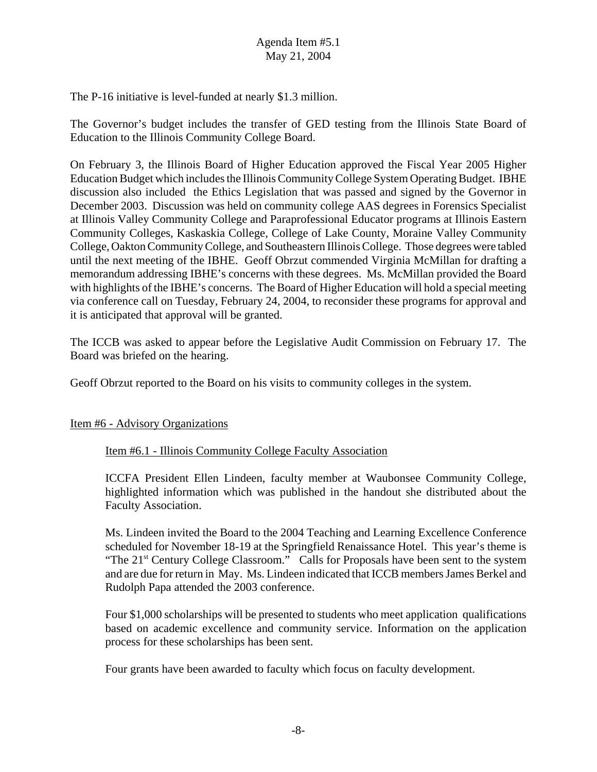The P-16 initiative is level-funded at nearly $1.3 million.

The Governor's budget includes the transfer of GED testing from the Illinois State Board of Education to the Illinois Community College Board.

On February 3, the Illinois Board of Higher Education approved the Fiscal Year 2005 Higher Education Budget which includes the Illinois Community College System Operating Budget. IBHE discussion also included the Ethics Legislation that was passed and signed by the Governor in December 2003. Discussion was held on community college AAS degrees in Forensics Specialist at Illinois Valley Community College and Paraprofessional Educator programs at Illinois Eastern Community Colleges, Kaskaskia College, College of Lake County, Moraine Valley Community College, Oakton Community College, and Southeastern Illinois College. Those degrees were tabled until the next meeting of the IBHE. Geoff Obrzut commended Virginia McMillan for drafting a memorandum addressing IBHE's concerns with these degrees. Ms. McMillan provided the Board with highlights of the IBHE's concerns. The Board of Higher Education will hold a special meeting via conference call on Tuesday, February 24, 2004, to reconsider these programs for approval and it is anticipated that approval will be granted.

The ICCB was asked to appear before the Legislative Audit Commission on February 17. The Board was briefed on the hearing.

Geoff Obrzut reported to the Board on his visits to community colleges in the system.

Item #6 - Advisory Organizations

Item #6.1 - Illinois Community College Faculty Association

ICCFA President Ellen Lindeen, faculty member at Waubonsee Community College, highlighted information which was published in the handout she distributed about the Faculty Association.

Ms. Lindeen invited the Board to the 2004 Teaching and Learning Excellence Conference scheduled for November 18-19 at the Springfield Renaissance Hotel. This year's theme is "The 21st Century College Classroom." Calls for Proposals have been sent to the system and are due for return in May. Ms. Lindeen indicated that ICCB members James Berkel and Rudolph Papa attended the 2003 conference.

Four $1,000 scholarships will be presented to students who meet application qualifications based on academic excellence and community service. Information on the application process for these scholarships has been sent.

Four grants have been awarded to faculty which focus on faculty development.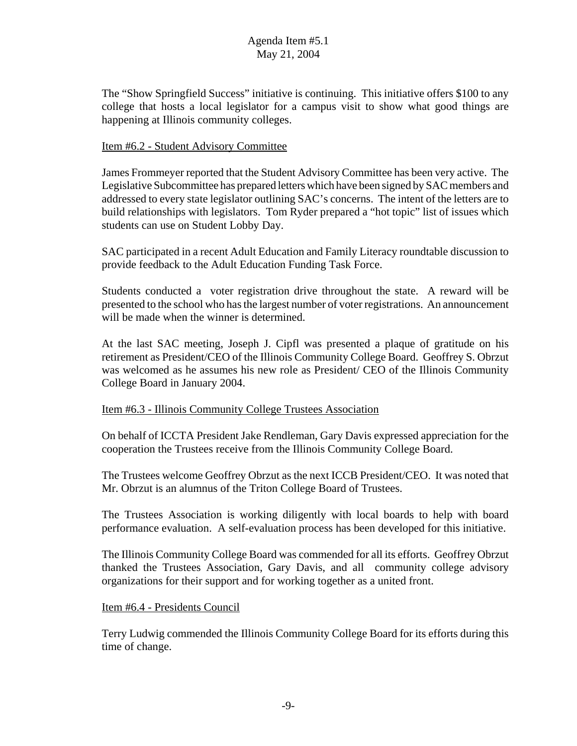The "Show Springfield Success" initiative is continuing. This initiative offers $100 to any college that hosts a local legislator for a campus visit to show what good things are happening at Illinois community colleges.

Item #6.2 - Student Advisory Committee

James Frommeyer reported that the Student Advisory Committee has been very active. The Legislative Subcommittee has prepared letters which have been signed by SAC members and addressed to every state legislator outlining SAC's concerns. The intent of the letters are to build relationships with legislators. Tom Ryder prepared a "hot topic" list of issues which students can use on Student Lobby Day.

SAC participated in a recent Adult Education and Family Literacy roundtable discussion to provide feedback to the Adult Education Funding Task Force.

Students conducted a voter registration drive throughout the state. A reward will be presented to the school who has the largest number of voter registrations. An announcement will be made when the winner is determined.

At the last SAC meeting, Joseph J. Cipfl was presented a plaque of gratitude on his retirement as President/CEO of the Illinois Community College Board. Geoffrey S. Obrzut was welcomed as he assumes his new role as President/ CEO of the Illinois Community College Board in January 2004.

Item #6.3 - Illinois Community College Trustees Association

On behalf of ICCTA President Jake Rendleman, Gary Davis expressed appreciation for the cooperation the Trustees receive from the Illinois Community College Board.

The Trustees welcome Geoffrey Obrzut as the next ICCB President/CEO. It was noted that Mr. Obrzut is an alumnus of the Triton College Board of Trustees.

The Trustees Association is working diligently with local boards to help with board performance evaluation. A self-evaluation process has been developed for this initiative.

The Illinois Community College Board was commended for all its efforts. Geoffrey Obrzut thanked the Trustees Association, Gary Davis, and all community college advisory organizations for their support and for working together as a united front.

Item #6.4 - Presidents Council

Terry Ludwig commended the Illinois Community College Board for its efforts during this time of change.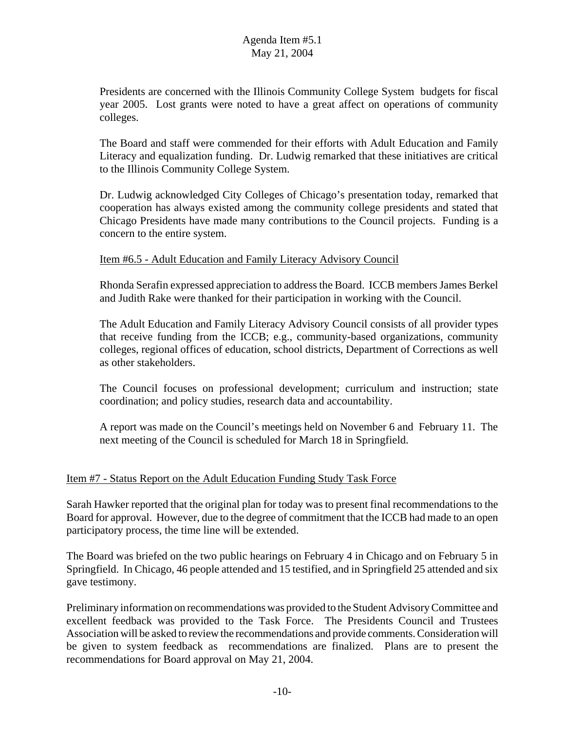Presidents are concerned with the Illinois Community College System budgets for fiscal year 2005. Lost grants were noted to have a great affect on operations of community colleges.

The Board and staff were commended for their efforts with Adult Education and Family Literacy and equalization funding. Dr. Ludwig remarked that these initiatives are critical to the Illinois Community College System.

Dr. Ludwig acknowledged City Colleges of Chicago's presentation today, remarked that cooperation has always existed among the community college presidents and stated that Chicago Presidents have made many contributions to the Council projects. Funding is a concern to the entire system.

Item #6.5 - Adult Education and Family Literacy Advisory Council

Rhonda Serafin expressed appreciation to address the Board. ICCB members James Berkel and Judith Rake were thanked for their participation in working with the Council.

The Adult Education and Family Literacy Advisory Council consists of all provider types that receive funding from the ICCB; e.g., community-based organizations, community colleges, regional offices of education, school districts, Department of Corrections as well as other stakeholders.

The Council focuses on professional development; curriculum and instruction; state coordination; and policy studies, research data and accountability.

A report was made on the Council's meetings held on November 6 and February 11. The next meeting of the Council is scheduled for March 18 in Springfield.

Item #7 - Status Report on the Adult Education Funding Study Task Force

Sarah Hawker reported that the original plan for today was to present final recommendations to the Board for approval. However, due to the degree of commitment that the ICCB had made to an open participatory process, the time line will be extended.

The Board was briefed on the two public hearings on February 4 in Chicago and on February 5 in Springfield. In Chicago, 46 people attended and 15 testified, and in Springfield 25 attended and six gave testimony.

Preliminary information on recommendations was provided to the Student Advisory Committee and excellent feedback was provided to the Task Force. The Presidents Council and Trustees Association will be asked to review the recommendations and provide comments. Consideration will be given to system feedback as recommendations are finalized. Plans are to present the recommendations for Board approval on May 21, 2004.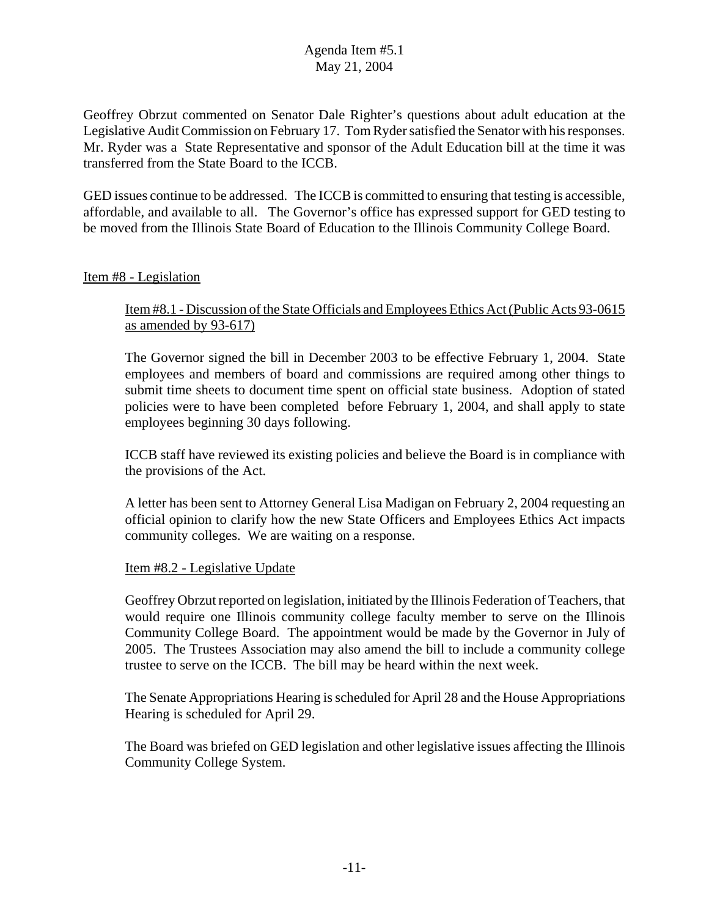Geoffrey Obrzut commented on Senator Dale Righter's questions about adult education at the Legislative Audit Commission on February 17. Tom Ryder satisfied the Senator with his responses. Mr. Ryder was a State Representative and sponsor of the Adult Education bill at the time it was transferred from the State Board to the ICCB.

GED issues continue to be addressed. The ICCB is committed to ensuring that testing is accessible, affordable, and available to all. The Governor's office has expressed support for GED testing to be moved from the Illinois State Board of Education to the Illinois Community College Board.

<u>Item #8 - Legislation</u>

<u>Item #8.1 - Discussion of the State Officials and Employees Ethics Act (Public Acts 93-0615 as amended by 93-617)</u>

The Governor signed the bill in December 2003 to be effective February 1, 2004. State employees and members of board and commissions are required among other things to submit time sheets to document time spent on official state business. Adoption of stated policies were to have been completed before February 1, 2004, and shall apply to state employees beginning 30 days following.

ICCB staff have reviewed its existing policies and believe the Board is in compliance with the provisions of the Act.

A letter has been sent to Attorney General Lisa Madigan on February 2, 2004 requesting an official opinion to clarify how the new State Officers and Employees Ethics Act impacts community colleges. We are waiting on a response.

<u>Item #8.2 - Legislative Update</u>

Geoffrey Obrzut reported on legislation, initiated by the Illinois Federation of Teachers, that would require one Illinois community college faculty member to serve on the Illinois Community College Board. The appointment would be made by the Governor in July of 2005. The Trustees Association may also amend the bill to include a community college trustee to serve on the ICCB. The bill may be heard within the next week.

The Senate Appropriations Hearing is scheduled for April 28 and the House Appropriations Hearing is scheduled for April 29.

The Board was briefed on GED legislation and other legislative issues affecting the Illinois Community College System.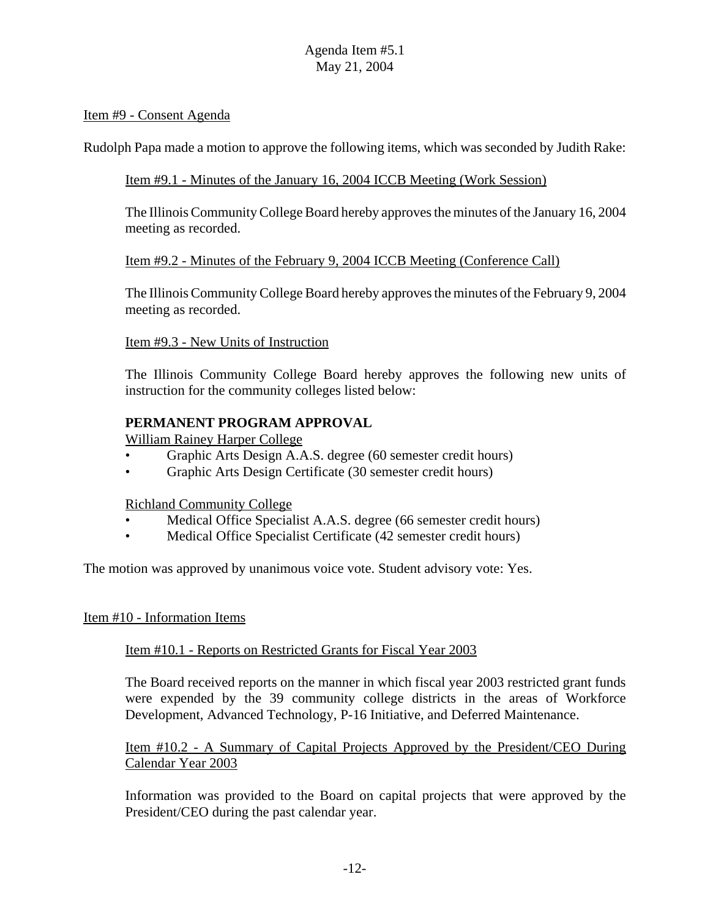Item #9 - Consent Agenda

Rudolph Papa made a motion to approve the following items, which was seconded by Judith Rake:

Item #9.1 - Minutes of the January 16, 2004 ICCB Meeting (Work Session)

The Illinois Community College Board hereby approves the minutes of the January 16, 2004 meeting as recorded.

Item #9.2 - Minutes of the February 9, 2004 ICCB Meeting (Conference Call)

The Illinois Community College Board hereby approves the minutes of the February 9, 2004 meeting as recorded.

Item #9.3 - New Units of Instruction

The Illinois Community College Board hereby approves the following new units of instruction for the community colleges listed below:

**PERMANENT PROGRAM APPROVAL**

William Rainey Harper College

- Graphic Arts Design A.A.S. degree (60 semester credit hours)
- Graphic Arts Design Certificate (30 semester credit hours)

Richland Community College

- Medical Office Specialist A.A.S. degree (66 semester credit hours)
- Medical Office Specialist Certificate (42 semester credit hours)

The motion was approved by unanimous voice vote. Student advisory vote: Yes.

Item #10 - Information Items

Item #10.1 - Reports on Restricted Grants for Fiscal Year 2003

The Board received reports on the manner in which fiscal year 2003 restricted grant funds were expended by the 39 community college districts in the areas of Workforce Development, Advanced Technology, P-16 Initiative, and Deferred Maintenance.

Item #10.2 - A Summary of Capital Projects Approved by the President/CEO During Calendar Year 2003

Information was provided to the Board on capital projects that were approved by the President/CEO during the past calendar year.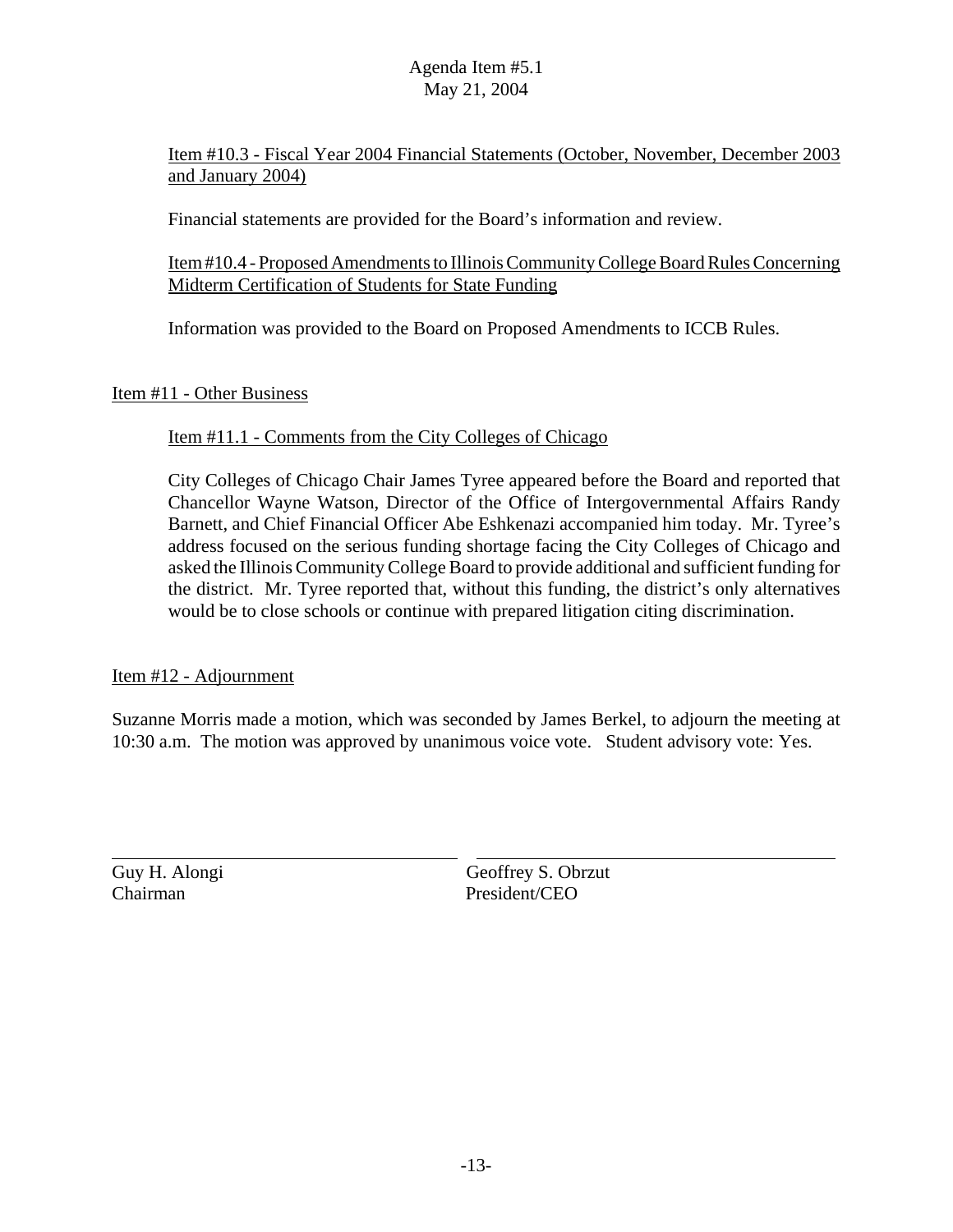Item #10.3 - Fiscal Year 2004 Financial Statements (October, November, December 2003 and January 2004)

Financial statements are provided for the Board's information and review.

Item #10.4 - Proposed Amendments to Illinois Community College Board Rules Concerning Midterm Certification of Students for State Funding

Information was provided to the Board on Proposed Amendments to ICCB Rules.

Item #11 - Other Business

Item #11.1 - Comments from the City Colleges of Chicago

City Colleges of Chicago Chair James Tyree appeared before the Board and reported that Chancellor Wayne Watson, Director of the Office of Intergovernmental Affairs Randy Barnett, and Chief Financial Officer Abe Eshkenazi accompanied him today. Mr. Tyree's address focused on the serious funding shortage facing the City Colleges of Chicago and asked the Illinois Community College Board to provide additional and sufficient funding for the district. Mr. Tyree reported that, without this funding, the district's only alternatives would be to close schools or continue with prepared litigation citing discrimination.

Item #12 - Adjournment

Suzanne Morris made a motion, which was seconded by James Berkel, to adjourn the meeting at 10:30 a.m. The motion was approved by unanimous voice vote. Student advisory vote: Yes.

| | |
|---|---|
| Guy H. Alongi | Geoffrey S. Obrzut |
| Chairman | President/CEO |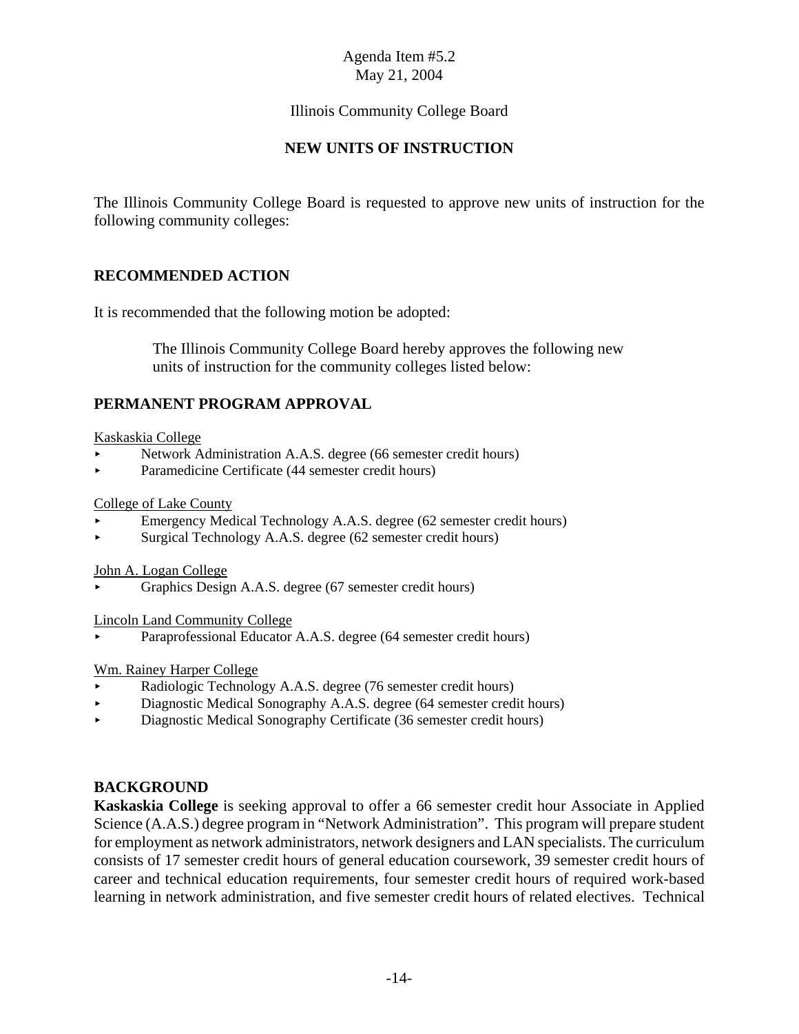Agenda Item #5.2
May 21, 2004

Illinois Community College Board

**NEW UNITS OF INSTRUCTION**

The Illinois Community College Board is requested to approve new units of instruction for the following community colleges:

## RECOMMENDED ACTION

It is recommended that the following motion be adopted:

> The Illinois Community College Board hereby approves the following new units of instruction for the community colleges listed below:

## PERMANENT PROGRAM APPROVAL

Kaskaskia College

- Network Administration A.A.S. degree (66 semester credit hours)
- Paramedicine Certificate (44 semester credit hours)

College of Lake County

- Emergency Medical Technology A.A.S. degree (62 semester credit hours)
- Surgical Technology A.A.S. degree (62 semester credit hours)

John A. Logan College

- Graphics Design A.A.S. degree (67 semester credit hours)

Lincoln Land Community College

- Paraprofessional Educator A.A.S. degree (64 semester credit hours)

Wm. Rainey Harper College

- Radiologic Technology A.A.S. degree (76 semester credit hours)
- Diagnostic Medical Sonography A.A.S. degree (64 semester credit hours)
- Diagnostic Medical Sonography Certificate (36 semester credit hours)

## BACKGROUND

**Kaskaskia College** is seeking approval to offer a 66 semester credit hour Associate in Applied Science (A.A.S.) degree program in "Network Administration". This program will prepare student for employment as network administrators, network designers and LAN specialists. The curriculum consists of 17 semester credit hours of general education coursework, 39 semester credit hours of career and technical education requirements, four semester credit hours of required work-based learning in network administration, and five semester credit hours of related electives. Technical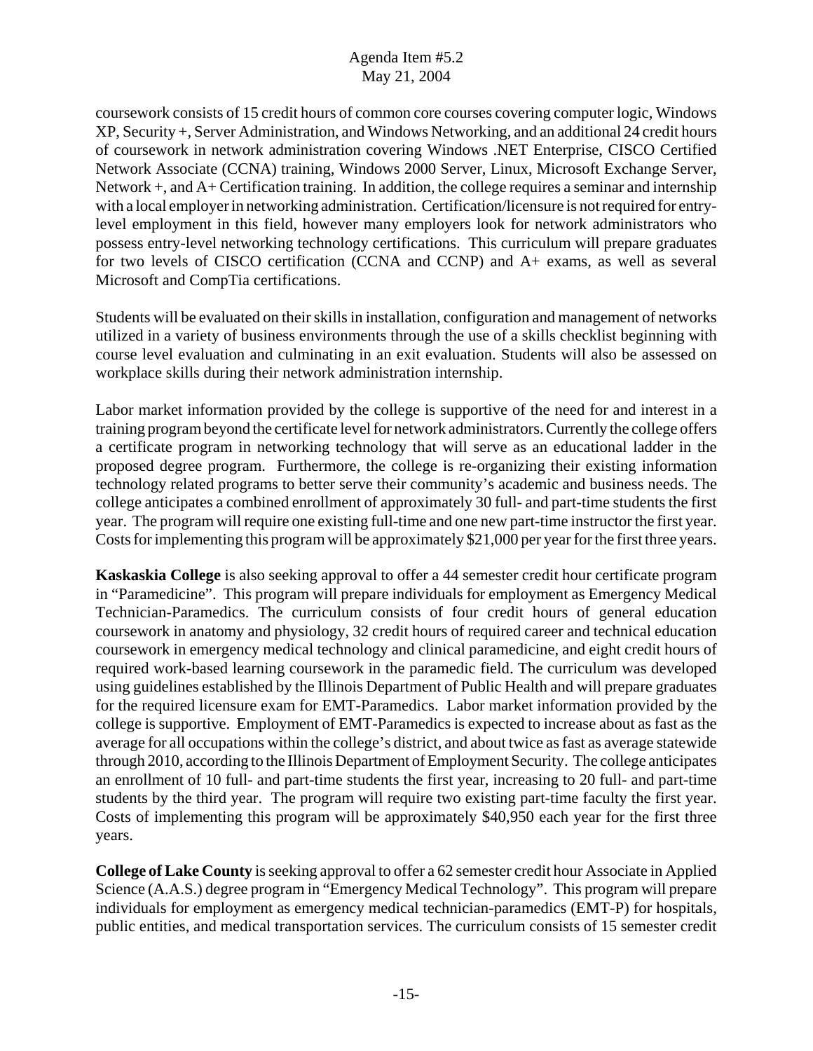coursework consists of 15 credit hours of common core courses covering computer logic, Windows XP, Security +, Server Administration, and Windows Networking, and an additional 24 credit hours of coursework in network administration covering Windows .NET Enterprise, CISCO Certified Network Associate (CCNA) training, Windows 2000 Server, Linux, Microsoft Exchange Server, Network +, and A+ Certification training. In addition, the college requires a seminar and internship with a local employer in networking administration. Certification/licensure is not required for entry-level employment in this field, however many employers look for network administrators who possess entry-level networking technology certifications. This curriculum will prepare graduates for two levels of CISCO certification (CCNA and CCNP) and A+ exams, as well as several Microsoft and CompTia certifications.

Students will be evaluated on their skills in installation, configuration and management of networks utilized in a variety of business environments through the use of a skills checklist beginning with course level evaluation and culminating in an exit evaluation. Students will also be assessed on workplace skills during their network administration internship.

Labor market information provided by the college is supportive of the need for and interest in a training program beyond the certificate level for network administrators. Currently the college offers a certificate program in networking technology that will serve as an educational ladder in the proposed degree program. Furthermore, the college is re-organizing their existing information technology related programs to better serve their community's academic and business needs. The college anticipates a combined enrollment of approximately 30 full- and part-time students the first year. The program will require one existing full-time and one new part-time instructor the first year. Costs for implementing this program will be approximately $21,000 per year for the first three years.

**Kaskaskia College** is also seeking approval to offer a 44 semester credit hour certificate program in "Paramedicine". This program will prepare individuals for employment as Emergency Medical Technician-Paramedics. The curriculum consists of four credit hours of general education coursework in anatomy and physiology, 32 credit hours of required career and technical education coursework in emergency medical technology and clinical paramedicine, and eight credit hours of required work-based learning coursework in the paramedic field. The curriculum was developed using guidelines established by the Illinois Department of Public Health and will prepare graduates for the required licensure exam for EMT-Paramedics. Labor market information provided by the college is supportive. Employment of EMT-Paramedics is expected to increase about as fast as the average for all occupations within the college's district, and about twice as fast as average statewide through 2010, according to the Illinois Department of Employment Security. The college anticipates an enrollment of 10 full- and part-time students the first year, increasing to 20 full- and part-time students by the third year. The program will require two existing part-time faculty the first year. Costs of implementing this program will be approximately $40,950 each year for the first three years.

**College of Lake County** is seeking approval to offer a 62 semester credit hour Associate in Applied Science (A.A.S.) degree program in "Emergency Medical Technology". This program will prepare individuals for employment as emergency medical technician-paramedics (EMT-P) for hospitals, public entities, and medical transportation services. The curriculum consists of 15 semester credit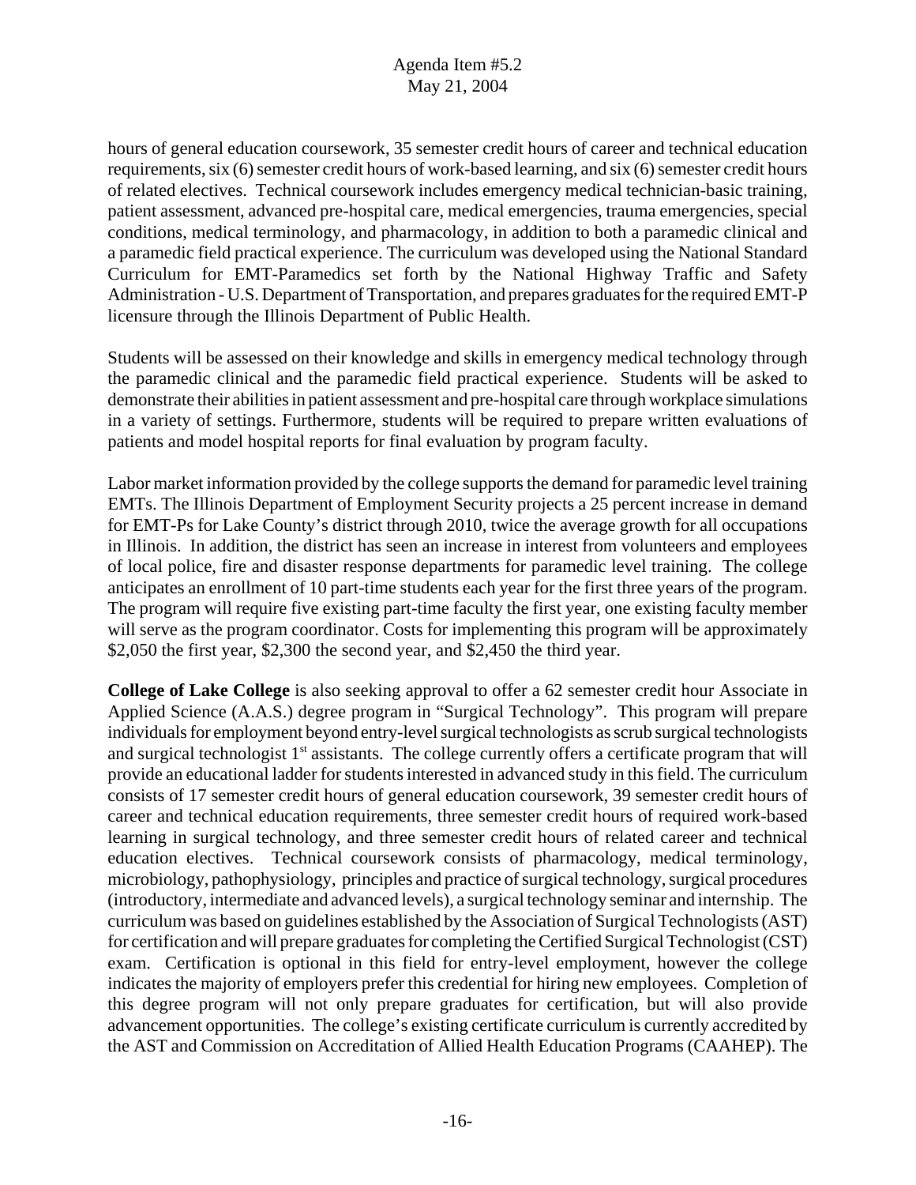hours of general education coursework, 35 semester credit hours of career and technical education requirements, six (6) semester credit hours of work-based learning, and six (6) semester credit hours of related electives. Technical coursework includes emergency medical technician-basic training, patient assessment, advanced pre-hospital care, medical emergencies, trauma emergencies, special conditions, medical terminology, and pharmacology, in addition to both a paramedic clinical and a paramedic field practical experience. The curriculum was developed using the National Standard Curriculum for EMT-Paramedics set forth by the National Highway Traffic and Safety Administration - U.S. Department of Transportation, and prepares graduates for the required EMT-P licensure through the Illinois Department of Public Health.

Students will be assessed on their knowledge and skills in emergency medical technology through the paramedic clinical and the paramedic field practical experience. Students will be asked to demonstrate their abilities in patient assessment and pre-hospital care through workplace simulations in a variety of settings. Furthermore, students will be required to prepare written evaluations of patients and model hospital reports for final evaluation by program faculty.

Labor market information provided by the college supports the demand for paramedic level training EMTs. The Illinois Department of Employment Security projects a 25 percent increase in demand for EMT-Ps for Lake County's district through 2010, twice the average growth for all occupations in Illinois. In addition, the district has seen an increase in interest from volunteers and employees of local police, fire and disaster response departments for paramedic level training. The college anticipates an enrollment of 10 part-time students each year for the first three years of the program. The program will require five existing part-time faculty the first year, one existing faculty member will serve as the program coordinator. Costs for implementing this program will be approximately $2,050 the first year, $2,300 the second year, and $2,450 the third year.

**College of Lake College** is also seeking approval to offer a 62 semester credit hour Associate in Applied Science (A.A.S.) degree program in "Surgical Technology". This program will prepare individuals for employment beyond entry-level surgical technologists as scrub surgical technologists and surgical technologist 1st assistants. The college currently offers a certificate program that will provide an educational ladder for students interested in advanced study in this field. The curriculum consists of 17 semester credit hours of general education coursework, 39 semester credit hours of career and technical education requirements, three semester credit hours of required work-based learning in surgical technology, and three semester credit hours of related career and technical education electives. Technical coursework consists of pharmacology, medical terminology, microbiology, pathophysiology, principles and practice of surgical technology, surgical procedures (introductory, intermediate and advanced levels), a surgical technology seminar and internship. The curriculum was based on guidelines established by the Association of Surgical Technologists (AST) for certification and will prepare graduates for completing the Certified Surgical Technologist (CST) exam. Certification is optional in this field for entry-level employment, however the college indicates the majority of employers prefer this credential for hiring new employees. Completion of this degree program will not only prepare graduates for certification, but will also provide advancement opportunities. The college's existing certificate curriculum is currently accredited by the AST and Commission on Accreditation of Allied Health Education Programs (CAAHEP). The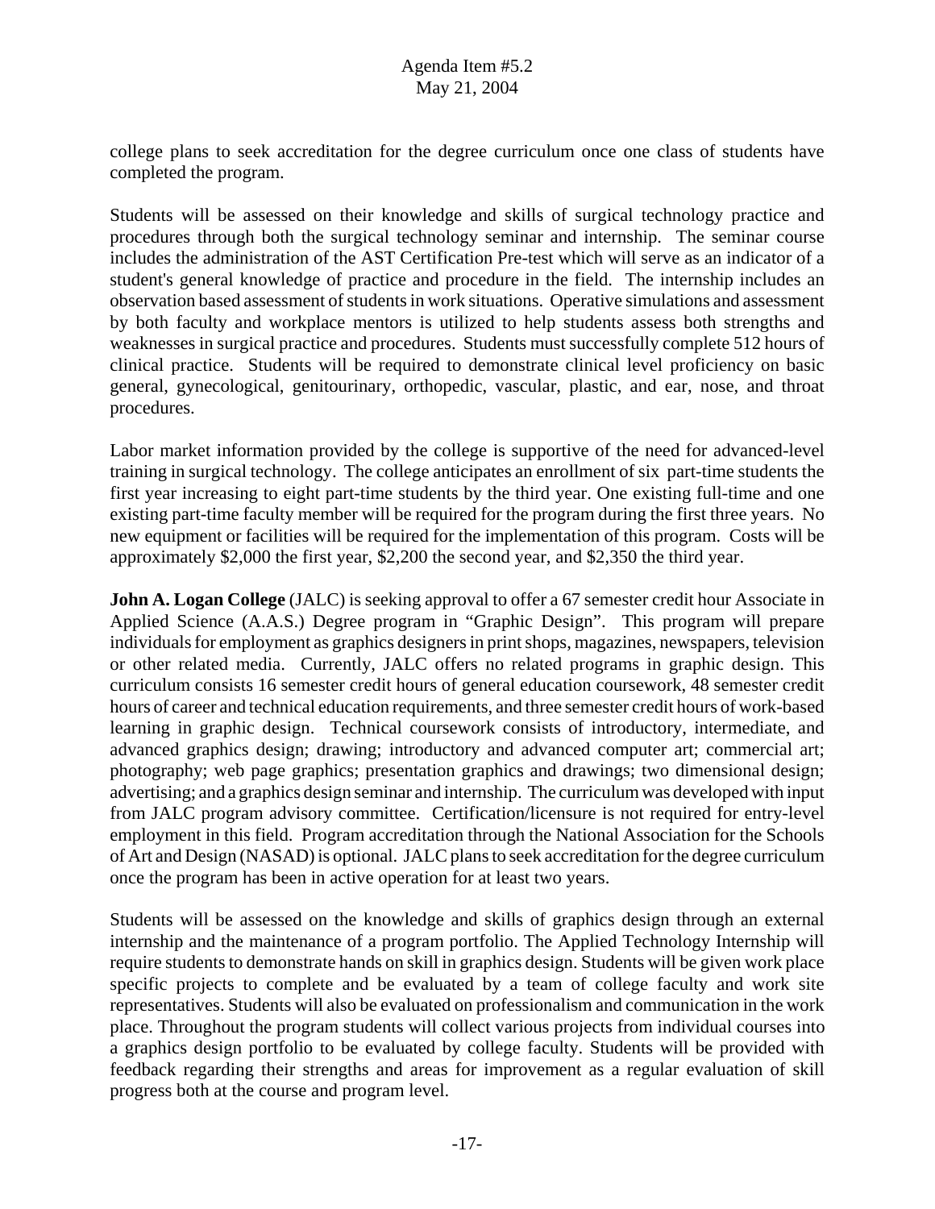college plans to seek accreditation for the degree curriculum once one class of students have completed the program.

Students will be assessed on their knowledge and skills of surgical technology practice and procedures through both the surgical technology seminar and internship. The seminar course includes the administration of the AST Certification Pre-test which will serve as an indicator of a student's general knowledge of practice and procedure in the field. The internship includes an observation based assessment of students in work situations. Operative simulations and assessment by both faculty and workplace mentors is utilized to help students assess both strengths and weaknesses in surgical practice and procedures. Students must successfully complete 512 hours of clinical practice. Students will be required to demonstrate clinical level proficiency on basic general, gynecological, genitourinary, orthopedic, vascular, plastic, and ear, nose, and throat procedures.

Labor market information provided by the college is supportive of the need for advanced-level training in surgical technology. The college anticipates an enrollment of six part-time students the first year increasing to eight part-time students by the third year. One existing full-time and one existing part-time faculty member will be required for the program during the first three years. No new equipment or facilities will be required for the implementation of this program. Costs will be approximately $2,000 the first year, $2,200 the second year, and $2,350 the third year.

**John A. Logan College** (JALC) is seeking approval to offer a 67 semester credit hour Associate in Applied Science (A.A.S.) Degree program in "Graphic Design". This program will prepare individuals for employment as graphics designers in print shops, magazines, newspapers, television or other related media. Currently, JALC offers no related programs in graphic design. This curriculum consists 16 semester credit hours of general education coursework, 48 semester credit hours of career and technical education requirements, and three semester credit hours of work-based learning in graphic design. Technical coursework consists of introductory, intermediate, and advanced graphics design; drawing; introductory and advanced computer art; commercial art; photography; web page graphics; presentation graphics and drawings; two dimensional design; advertising; and a graphics design seminar and internship. The curriculum was developed with input from JALC program advisory committee. Certification/licensure is not required for entry-level employment in this field. Program accreditation through the National Association for the Schools of Art and Design (NASAD) is optional. JALC plans to seek accreditation for the degree curriculum once the program has been in active operation for at least two years.

Students will be assessed on the knowledge and skills of graphics design through an external internship and the maintenance of a program portfolio. The Applied Technology Internship will require students to demonstrate hands on skill in graphics design. Students will be given work place specific projects to complete and be evaluated by a team of college faculty and work site representatives. Students will also be evaluated on professionalism and communication in the work place. Throughout the program students will collect various projects from individual courses into a graphics design portfolio to be evaluated by college faculty. Students will be provided with feedback regarding their strengths and areas for improvement as a regular evaluation of skill progress both at the course and program level.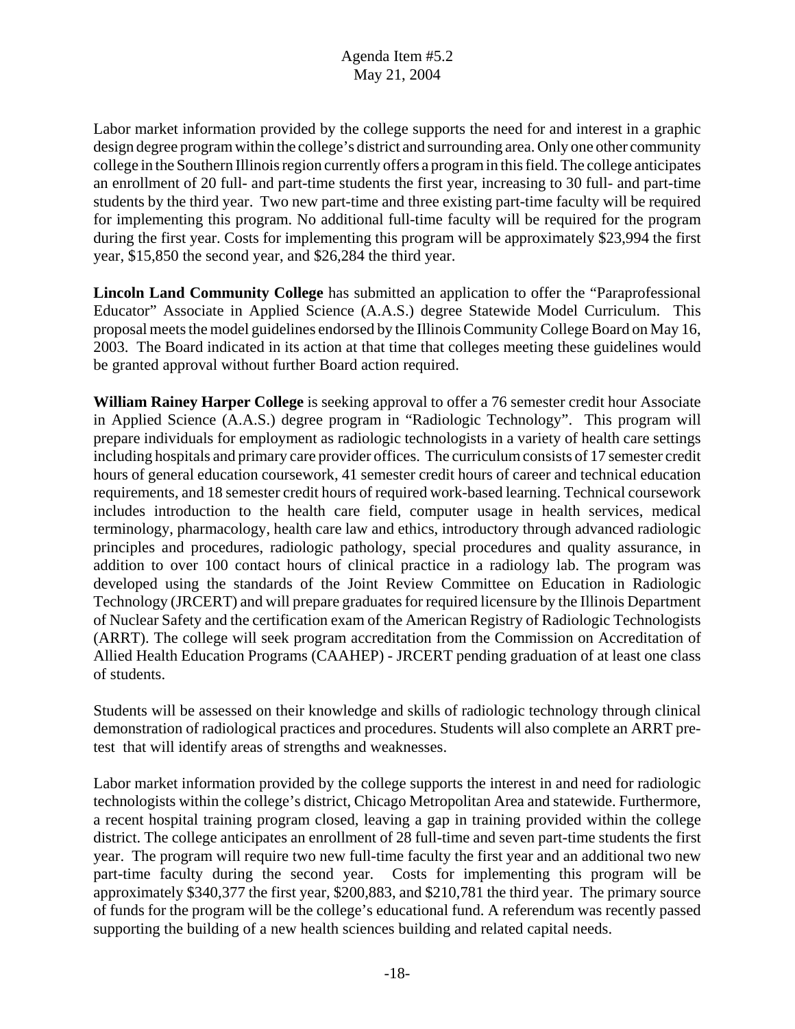Labor market information provided by the college supports the need for and interest in a graphic design degree program within the college's district and surrounding area. Only one other community college in the Southern Illinois region currently offers a program in this field. The college anticipates an enrollment of 20 full- and part-time students the first year, increasing to 30 full- and part-time students by the third year. Two new part-time and three existing part-time faculty will be required for implementing this program. No additional full-time faculty will be required for the program during the first year. Costs for implementing this program will be approximately $23,994 the first year, $15,850 the second year, and $26,284 the third year.

**Lincoln Land Community College** has submitted an application to offer the "Paraprofessional Educator" Associate in Applied Science (A.A.S.) degree Statewide Model Curriculum. This proposal meets the model guidelines endorsed by the Illinois Community College Board on May 16, 2003. The Board indicated in its action at that time that colleges meeting these guidelines would be granted approval without further Board action required.

**William Rainey Harper College** is seeking approval to offer a 76 semester credit hour Associate in Applied Science (A.A.S.) degree program in "Radiologic Technology". This program will prepare individuals for employment as radiologic technologists in a variety of health care settings including hospitals and primary care provider offices. The curriculum consists of 17 semester credit hours of general education coursework, 41 semester credit hours of career and technical education requirements, and 18 semester credit hours of required work-based learning. Technical coursework includes introduction to the health care field, computer usage in health services, medical terminology, pharmacology, health care law and ethics, introductory through advanced radiologic principles and procedures, radiologic pathology, special procedures and quality assurance, in addition to over 100 contact hours of clinical practice in a radiology lab. The program was developed using the standards of the Joint Review Committee on Education in Radiologic Technology (JRCERT) and will prepare graduates for required licensure by the Illinois Department of Nuclear Safety and the certification exam of the American Registry of Radiologic Technologists (ARRT). The college will seek program accreditation from the Commission on Accreditation of Allied Health Education Programs (CAAHEP) - JRCERT pending graduation of at least one class of students.

Students will be assessed on their knowledge and skills of radiologic technology through clinical demonstration of radiological practices and procedures. Students will also complete an ARRT pre-test that will identify areas of strengths and weaknesses.

Labor market information provided by the college supports the interest in and need for radiologic technologists within the college's district, Chicago Metropolitan Area and statewide. Furthermore, a recent hospital training program closed, leaving a gap in training provided within the college district. The college anticipates an enrollment of 28 full-time and seven part-time students the first year. The program will require two new full-time faculty the first year and an additional two new part-time faculty during the second year. Costs for implementing this program will be approximately $340,377 the first year, $200,883, and $210,781 the third year. The primary source of funds for the program will be the college's educational fund. A referendum was recently passed supporting the building of a new health sciences building and related capital needs.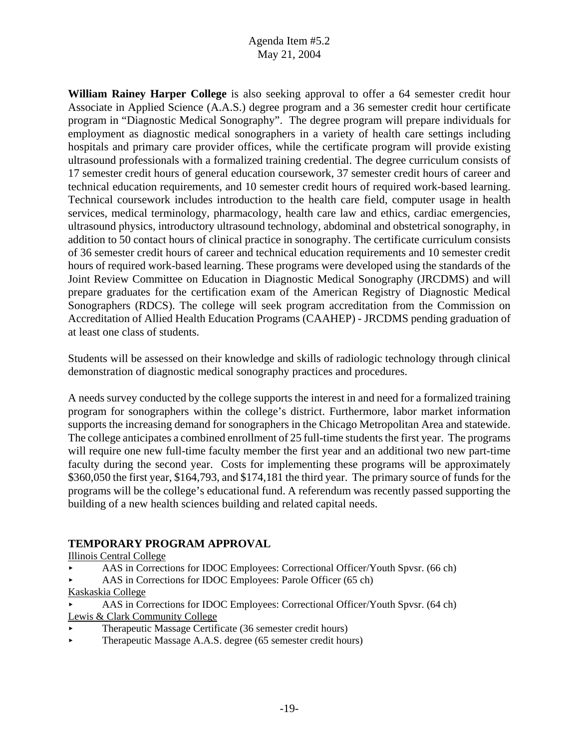**William Rainey Harper College** is also seeking approval to offer a 64 semester credit hour Associate in Applied Science (A.A.S.) degree program and a 36 semester credit hour certificate program in "Diagnostic Medical Sonography". The degree program will prepare individuals for employment as diagnostic medical sonographers in a variety of health care settings including hospitals and primary care provider offices, while the certificate program will provide existing ultrasound professionals with a formalized training credential. The degree curriculum consists of 17 semester credit hours of general education coursework, 37 semester credit hours of career and technical education requirements, and 10 semester credit hours of required work-based learning. Technical coursework includes introduction to the health care field, computer usage in health services, medical terminology, pharmacology, health care law and ethics, cardiac emergencies, ultrasound physics, introductory ultrasound technology, abdominal and obstetrical sonography, in addition to 50 contact hours of clinical practice in sonography. The certificate curriculum consists of 36 semester credit hours of career and technical education requirements and 10 semester credit hours of required work-based learning. These programs were developed using the standards of the Joint Review Committee on Education in Diagnostic Medical Sonography (JRCDMS) and will prepare graduates for the certification exam of the American Registry of Diagnostic Medical Sonographers (RDCS). The college will seek program accreditation from the Commission on Accreditation of Allied Health Education Programs (CAAHEP) - JRCDMS pending graduation of at least one class of students.

Students will be assessed on their knowledge and skills of radiologic technology through clinical demonstration of diagnostic medical sonography practices and procedures.

A needs survey conducted by the college supports the interest in and need for a formalized training program for sonographers within the college's district. Furthermore, labor market information supports the increasing demand for sonographers in the Chicago Metropolitan Area and statewide. The college anticipates a combined enrollment of 25 full-time students the first year. The programs will require one new full-time faculty member the first year and an additional two new part-time faculty during the second year. Costs for implementing these programs will be approximately $360,050 the first year, $164,793, and $174,181 the third year. The primary source of funds for the programs will be the college's educational fund. A referendum was recently passed supporting the building of a new health sciences building and related capital needs.

## TEMPORARY PROGRAM APPROVAL

Illinois Central College

- AAS in Corrections for IDOC Employees: Correctional Officer/Youth Spvsr. (66 ch)
- AAS in Corrections for IDOC Employees: Parole Officer (65 ch)

Kaskaskia College

- AAS in Corrections for IDOC Employees: Correctional Officer/Youth Spvsr. (64 ch)

Lewis & Clark Community College

- Therapeutic Massage Certificate (36 semester credit hours)
- Therapeutic Massage A.A.S. degree (65 semester credit hours)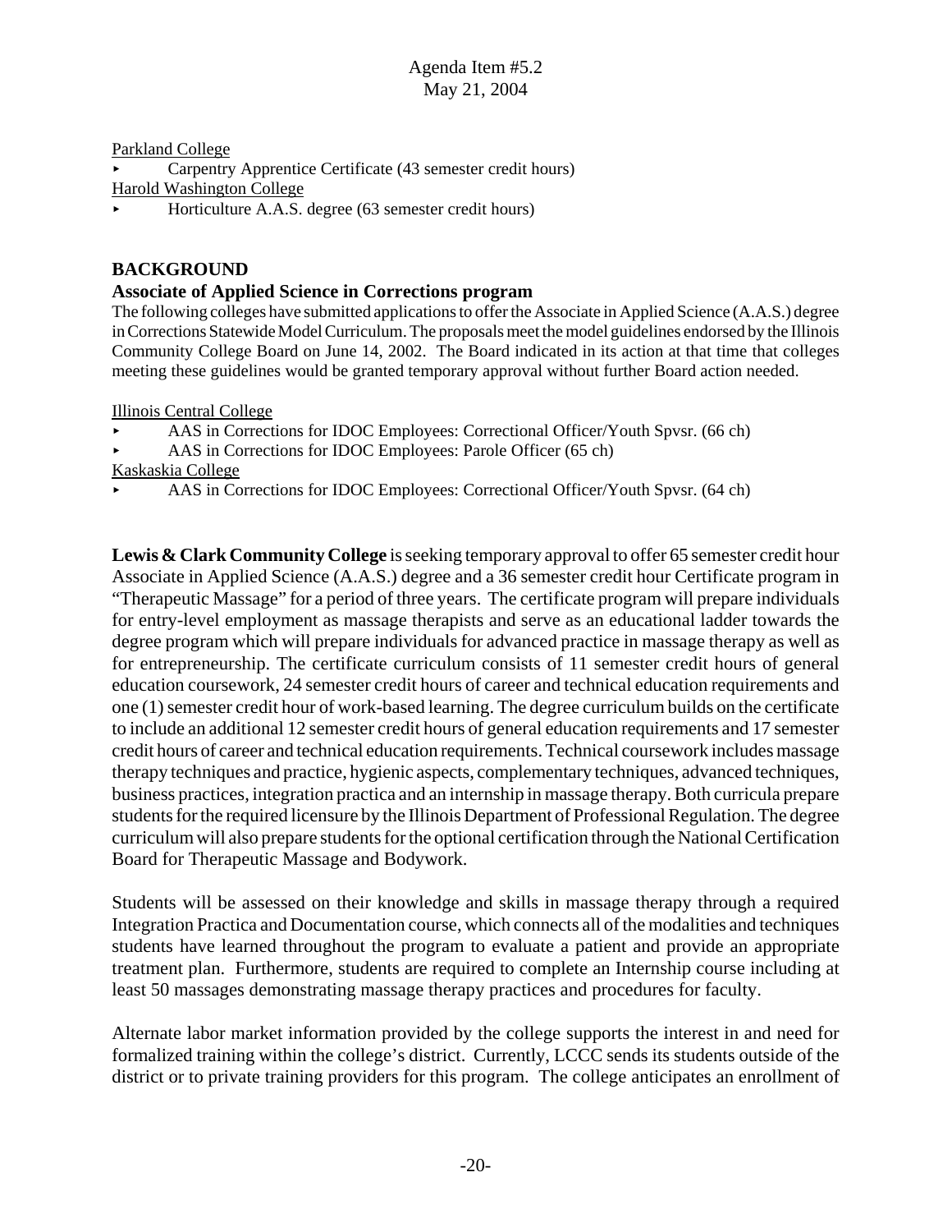Parkland College

- Carpentry Apprentice Certificate (43 semester credit hours)

Harold Washington College

- Horticulture A.A.S. degree (63 semester credit hours)

## BACKGROUND

**Associate of Applied Science in Corrections program**

The following colleges have submitted applications to offer the Associate in Applied Science (A.A.S.) degree in Corrections Statewide Model Curriculum. The proposals meet the model guidelines endorsed by the Illinois Community College Board on June 14, 2002. The Board indicated in its action at that time that colleges meeting these guidelines would be granted temporary approval without further Board action needed.

Illinois Central College

- AAS in Corrections for IDOC Employees: Correctional Officer/Youth Spvsr. (66 ch)
- AAS in Corrections for IDOC Employees: Parole Officer (65 ch)

Kaskaskia College

- AAS in Corrections for IDOC Employees: Correctional Officer/Youth Spvsr. (64 ch)

**Lewis & Clark Community College** is seeking temporary approval to offer 65 semester credit hour Associate in Applied Science (A.A.S.) degree and a 36 semester credit hour Certificate program in "Therapeutic Massage" for a period of three years. The certificate program will prepare individuals for entry-level employment as massage therapists and serve as an educational ladder towards the degree program which will prepare individuals for advanced practice in massage therapy as well as for entrepreneurship. The certificate curriculum consists of 11 semester credit hours of general education coursework, 24 semester credit hours of career and technical education requirements and one (1) semester credit hour of work-based learning. The degree curriculum builds on the certificate to include an additional 12 semester credit hours of general education requirements and 17 semester credit hours of career and technical education requirements. Technical coursework includes massage therapy techniques and practice, hygienic aspects, complementary techniques, advanced techniques, business practices, integration practica and an internship in massage therapy. Both curricula prepare students for the required licensure by the Illinois Department of Professional Regulation. The degree curriculum will also prepare students for the optional certification through the National Certification Board for Therapeutic Massage and Bodywork.

Students will be assessed on their knowledge and skills in massage therapy through a required Integration Practica and Documentation course, which connects all of the modalities and techniques students have learned throughout the program to evaluate a patient and provide an appropriate treatment plan. Furthermore, students are required to complete an Internship course including at least 50 massages demonstrating massage therapy practices and procedures for faculty.

Alternate labor market information provided by the college supports the interest in and need for formalized training within the college's district. Currently, LCCC sends its students outside of the district or to private training providers for this program. The college anticipates an enrollment of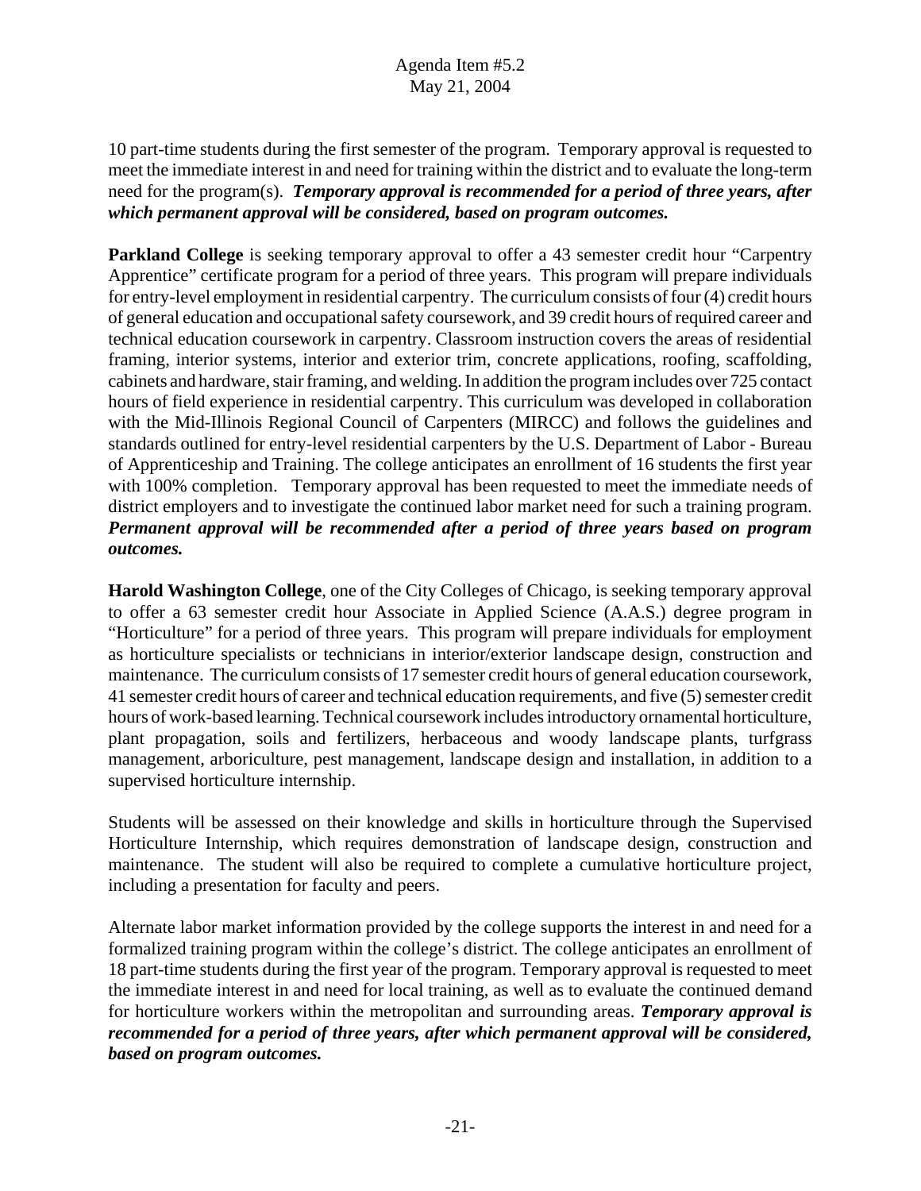10 part-time students during the first semester of the program. Temporary approval is requested to meet the immediate interest in and need for training within the district and to evaluate the long-term need for the program(s). ***Temporary approval is recommended for a period of three years, after which permanent approval will be considered, based on program outcomes.***

**Parkland College** is seeking temporary approval to offer a 43 semester credit hour "Carpentry Apprentice" certificate program for a period of three years. This program will prepare individuals for entry-level employment in residential carpentry. The curriculum consists of four (4) credit hours of general education and occupational safety coursework, and 39 credit hours of required career and technical education coursework in carpentry. Classroom instruction covers the areas of residential framing, interior systems, interior and exterior trim, concrete applications, roofing, scaffolding, cabinets and hardware, stair framing, and welding. In addition the program includes over 725 contact hours of field experience in residential carpentry. This curriculum was developed in collaboration with the Mid-Illinois Regional Council of Carpenters (MIRCC) and follows the guidelines and standards outlined for entry-level residential carpenters by the U.S. Department of Labor - Bureau of Apprenticeship and Training. The college anticipates an enrollment of 16 students the first year with 100% completion. Temporary approval has been requested to meet the immediate needs of district employers and to investigate the continued labor market need for such a training program. ***Permanent approval will be recommended after a period of three years based on program outcomes.***

**Harold Washington College**, one of the City Colleges of Chicago, is seeking temporary approval to offer a 63 semester credit hour Associate in Applied Science (A.A.S.) degree program in "Horticulture" for a period of three years. This program will prepare individuals for employment as horticulture specialists or technicians in interior/exterior landscape design, construction and maintenance. The curriculum consists of 17 semester credit hours of general education coursework, 41 semester credit hours of career and technical education requirements, and five (5) semester credit hours of work-based learning. Technical coursework includes introductory ornamental horticulture, plant propagation, soils and fertilizers, herbaceous and woody landscape plants, turfgrass management, arboriculture, pest management, landscape design and installation, in addition to a supervised horticulture internship.

Students will be assessed on their knowledge and skills in horticulture through the Supervised Horticulture Internship, which requires demonstration of landscape design, construction and maintenance. The student will also be required to complete a cumulative horticulture project, including a presentation for faculty and peers.

Alternate labor market information provided by the college supports the interest in and need for a formalized training program within the college's district. The college anticipates an enrollment of 18 part-time students during the first year of the program. Temporary approval is requested to meet the immediate interest in and need for local training, as well as to evaluate the continued demand for horticulture workers within the metropolitan and surrounding areas. ***Temporary approval is recommended for a period of three years, after which permanent approval will be considered, based on program outcomes.***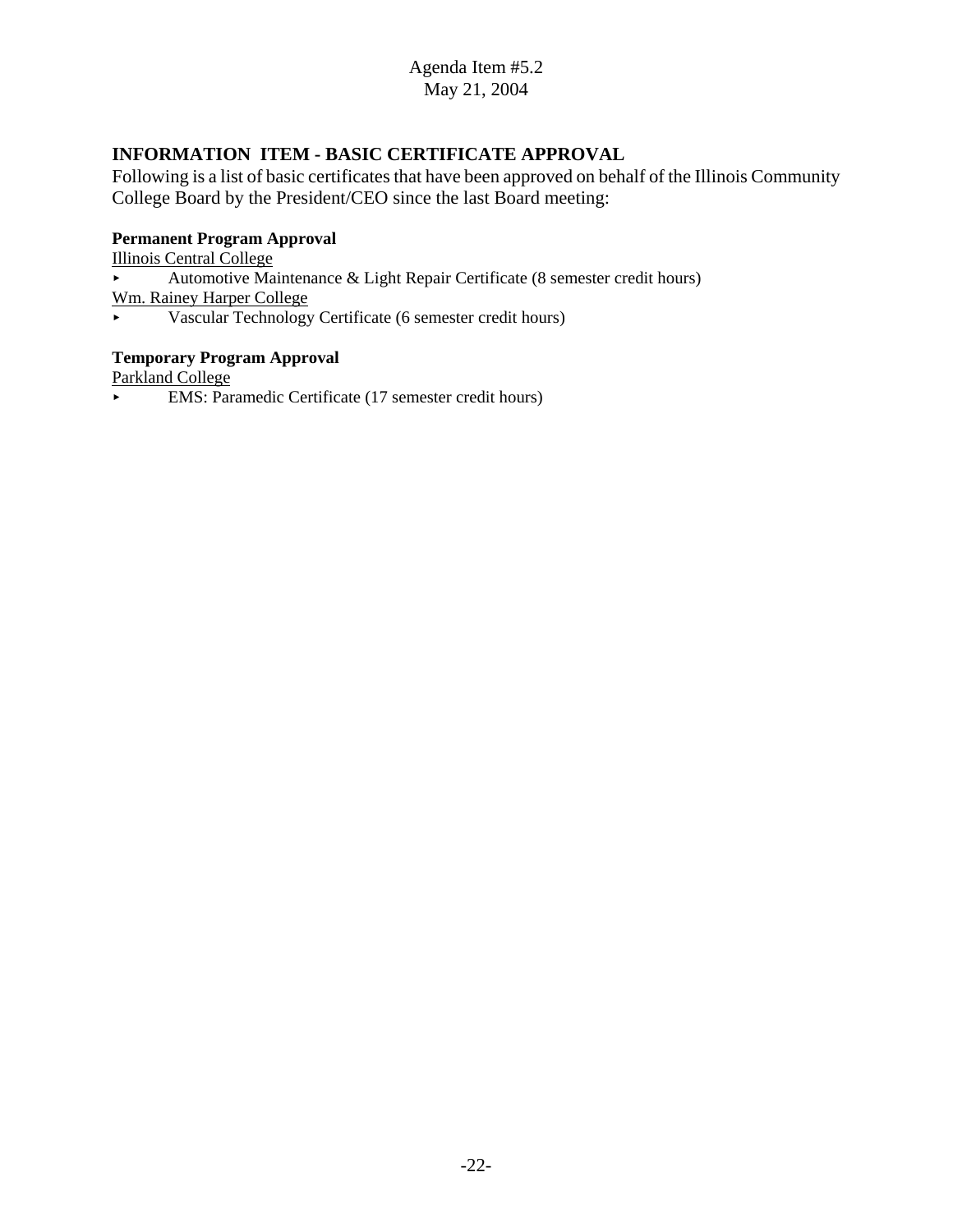Agenda Item #5.2
May 21, 2004

## INFORMATION ITEM - BASIC CERTIFICATE APPROVAL

Following is a list of basic certificates that have been approved on behalf of the Illinois Community College Board by the President/CEO since the last Board meeting:

**Permanent Program Approval**

<u>Illinois Central College</u>

- Automotive Maintenance & Light Repair Certificate (8 semester credit hours)

<u>Wm. Rainey Harper College</u>

- Vascular Technology Certificate (6 semester credit hours)

**Temporary Program Approval**

<u>Parkland College</u>

- EMS: Paramedic Certificate (17 semester credit hours)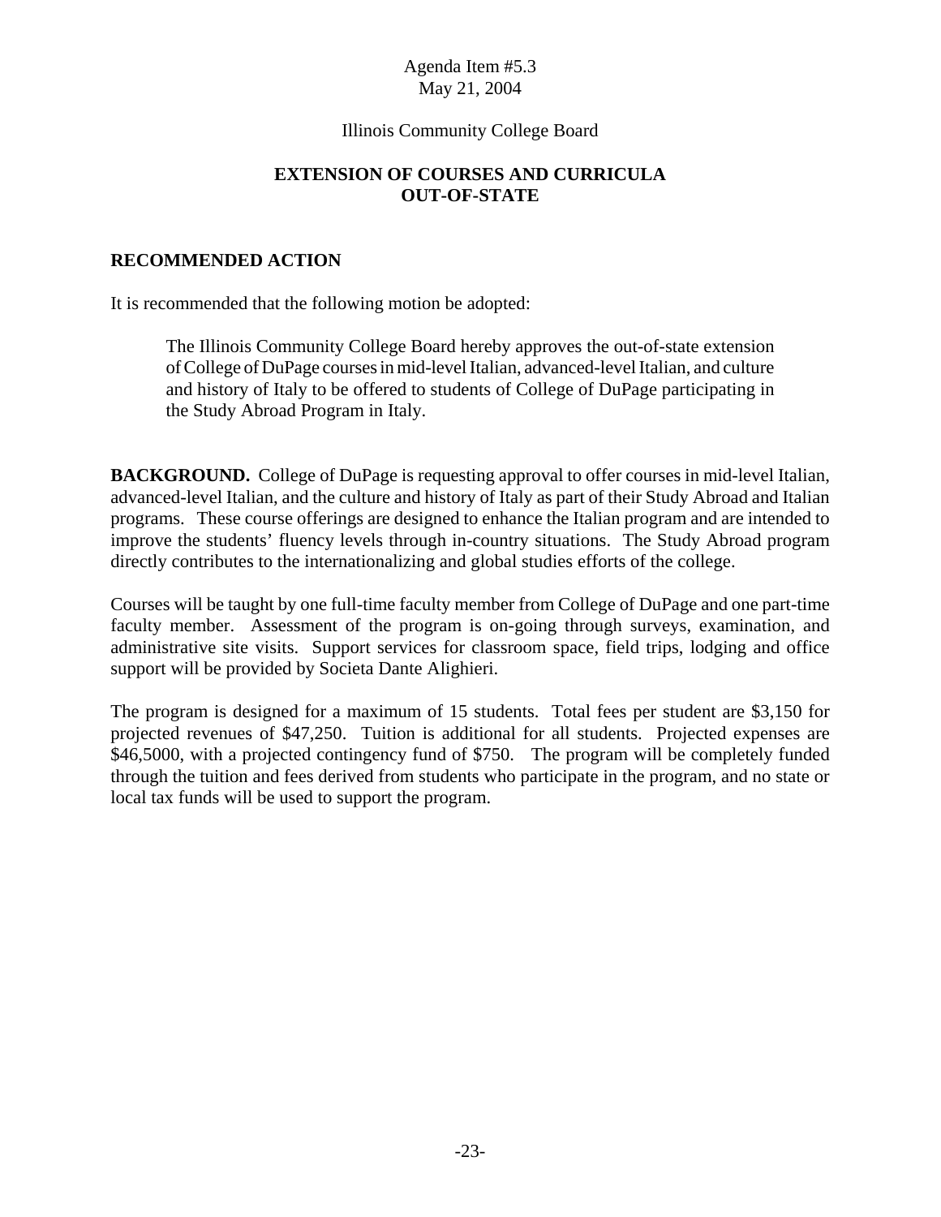Agenda Item #5.3
May 21, 2004

Illinois Community College Board

**EXTENSION OF COURSES AND CURRICULA OUT-OF-STATE**

**RECOMMENDED ACTION**

It is recommended that the following motion be adopted:

> The Illinois Community College Board hereby approves the out-of-state extension of College of DuPage courses in mid-level Italian, advanced-level Italian, and culture and history of Italy to be offered to students of College of DuPage participating in the Study Abroad Program in Italy.

**BACKGROUND.** College of DuPage is requesting approval to offer courses in mid-level Italian, advanced-level Italian, and the culture and history of Italy as part of their Study Abroad and Italian programs. These course offerings are designed to enhance the Italian program and are intended to improve the students' fluency levels through in-country situations. The Study Abroad program directly contributes to the internationalizing and global studies efforts of the college.

Courses will be taught by one full-time faculty member from College of DuPage and one part-time faculty member. Assessment of the program is on-going through surveys, examination, and administrative site visits. Support services for classroom space, field trips, lodging and office support will be provided by Societa Dante Alighieri.

The program is designed for a maximum of 15 students. Total fees per student are $3,150 for projected revenues of $47,250. Tuition is additional for all students. Projected expenses are $46,5000, with a projected contingency fund of $750. The program will be completely funded through the tuition and fees derived from students who participate in the program, and no state or local tax funds will be used to support the program.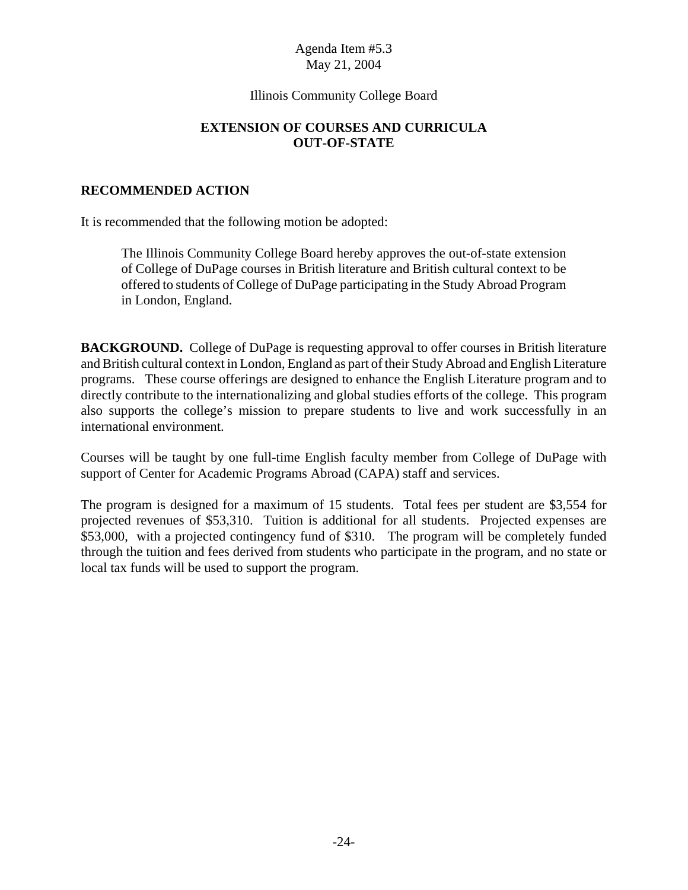Agenda Item #5.3
May 21, 2004

Illinois Community College Board

## EXTENSION OF COURSES AND CURRICULA OUT-OF-STATE

### RECOMMENDED ACTION

It is recommended that the following motion be adopted:

> The Illinois Community College Board hereby approves the out-of-state extension of College of DuPage courses in British literature and British cultural context to be offered to students of College of DuPage participating in the Study Abroad Program in London, England.

**BACKGROUND.** College of DuPage is requesting approval to offer courses in British literature and British cultural context in London, England as part of their Study Abroad and English Literature programs. These course offerings are designed to enhance the English Literature program and to directly contribute to the internationalizing and global studies efforts of the college. This program also supports the college's mission to prepare students to live and work successfully in an international environment.

Courses will be taught by one full-time English faculty member from College of DuPage with support of Center for Academic Programs Abroad (CAPA) staff and services.

The program is designed for a maximum of 15 students. Total fees per student are $3,554 for projected revenues of $53,310. Tuition is additional for all students. Projected expenses are $53,000, with a projected contingency fund of $310. The program will be completely funded through the tuition and fees derived from students who participate in the program, and no state or local tax funds will be used to support the program.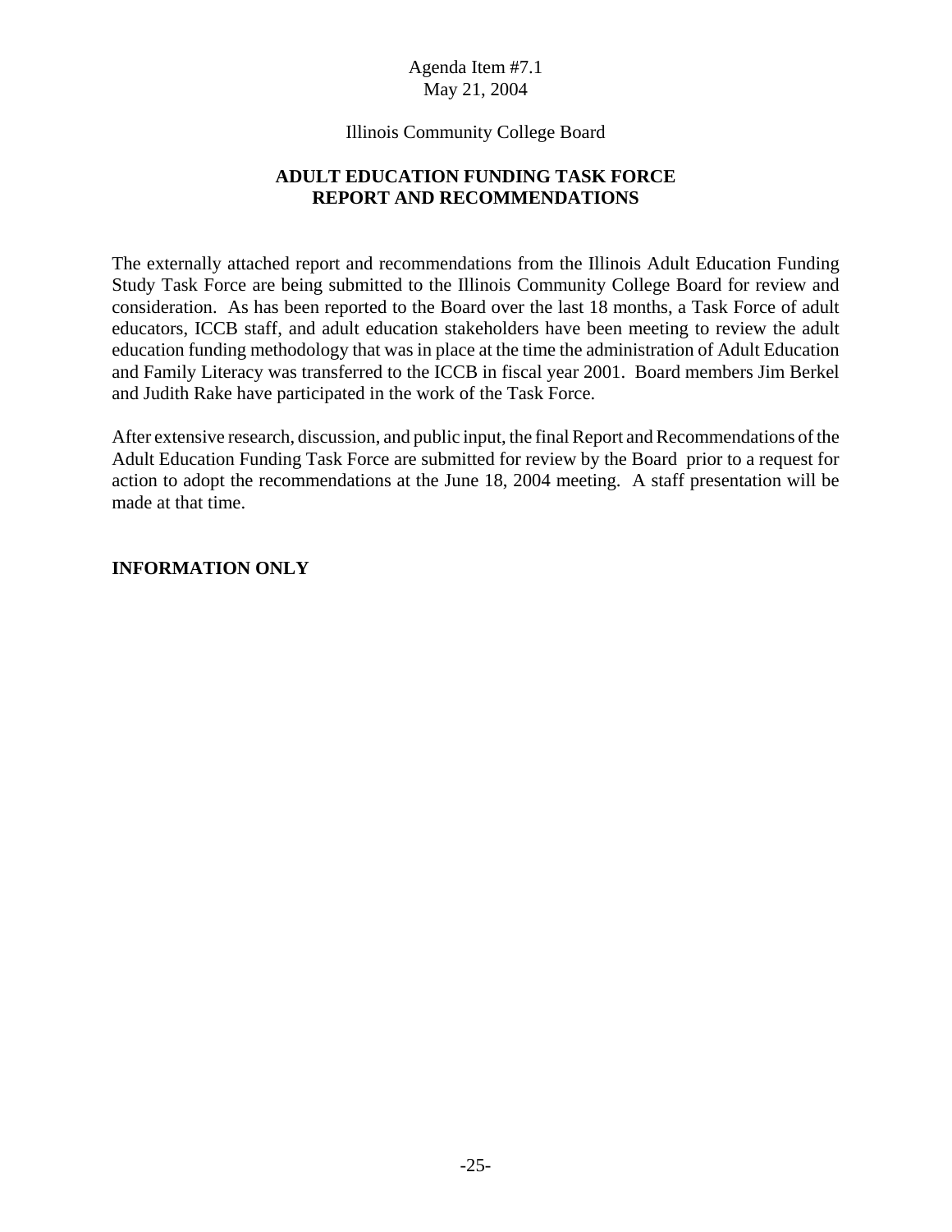Agenda Item #7.1
May 21, 2004

Illinois Community College Board

## ADULT EDUCATION FUNDING TASK FORCE REPORT AND RECOMMENDATIONS

The externally attached report and recommendations from the Illinois Adult Education Funding Study Task Force are being submitted to the Illinois Community College Board for review and consideration. As has been reported to the Board over the last 18 months, a Task Force of adult educators, ICCB staff, and adult education stakeholders have been meeting to review the adult education funding methodology that was in place at the time the administration of Adult Education and Family Literacy was transferred to the ICCB in fiscal year 2001. Board members Jim Berkel and Judith Rake have participated in the work of the Task Force.

After extensive research, discussion, and public input, the final Report and Recommendations of the Adult Education Funding Task Force are submitted for review by the Board prior to a request for action to adopt the recommendations at the June 18, 2004 meeting. A staff presentation will be made at that time.

**INFORMATION ONLY**